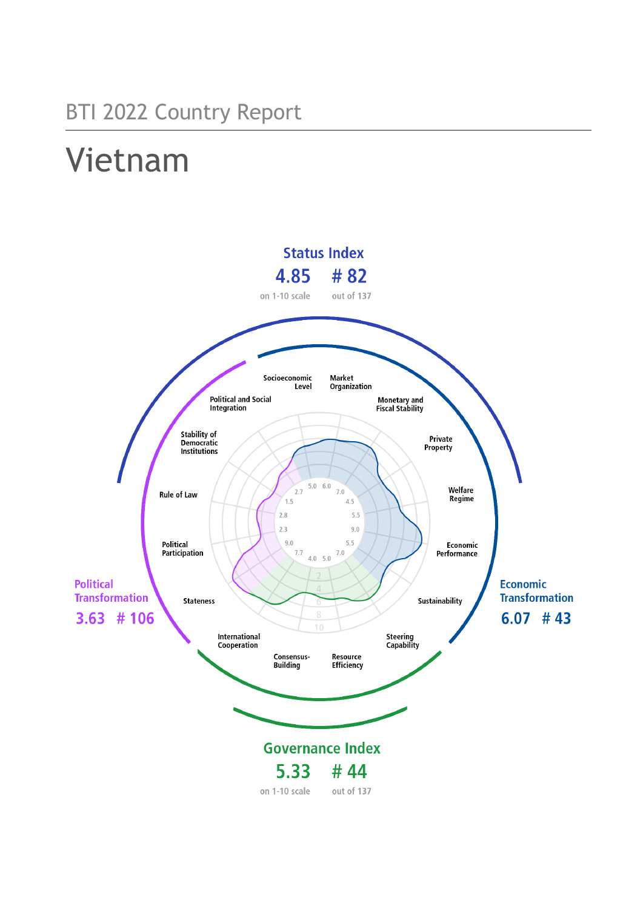BTI 2022 Country Report

# Vietnam

**Status Index**

4.85 (on 1-10 scale) # 82 (out of 137)

**Political Transformation**

3.63 # 106

**Economic Transformation**

6.07 # 43

**Governance Index**

5.33 (on 1-10 scale) # 44 (out of 137)

Socioeconomic Level, Market Organization, Monetary and Fiscal Stability, Private Property, Welfare Regime, Economic Performance, Sustainability, Steering Capability, Resource Efficiency, Consensus-Building, International Cooperation, Stateness, Political Participation, Rule of Law, Stability of Democratic Institutions, Political and Social Integration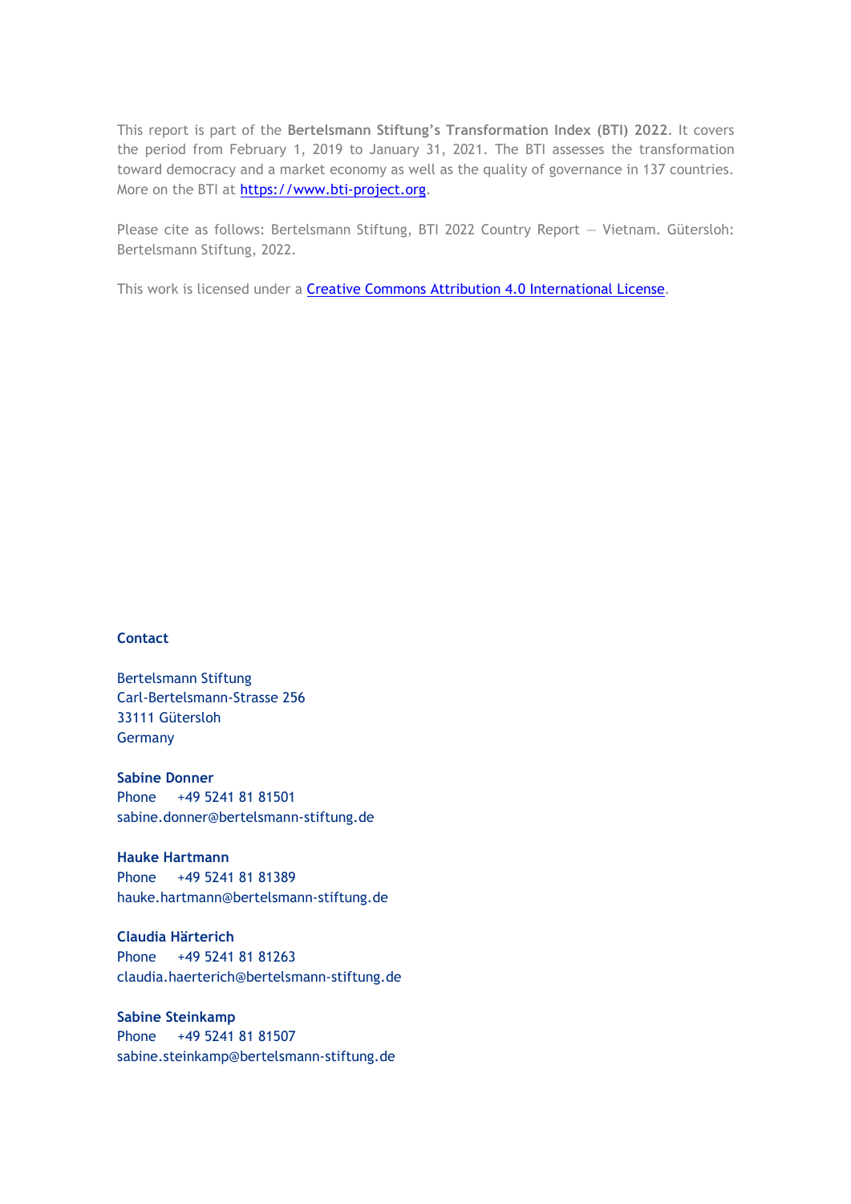This report is part of the **Bertelsmann Stiftung's Transformation Index (BTI) 2022**. It covers the period from February 1, 2019 to January 31, 2021. The BTI assesses the transformation toward democracy and a market economy as well as the quality of governance in 137 countries. More on the BTI at [https://www.bti-project.org](https://www.bti-project.org).

Please cite as follows: Bertelsmann Stiftung, BTI 2022 Country Report — Vietnam. Gütersloh: Bertelsmann Stiftung, 2022.

This work is licensed under a [Creative Commons Attribution 4.0 International License](https://creativecommons.org/licenses/by/4.0/).

**Contact**

Bertelsmann Stiftung
Carl-Bertelsmann-Strasse 256
33111 Gütersloh
Germany

**Sabine Donner**
Phone +49 5241 81 81501
sabine.donner@bertelsmann-stiftung.de

**Hauke Hartmann**
Phone +49 5241 81 81389
hauke.hartmann@bertelsmann-stiftung.de

**Claudia Härterich**
Phone +49 5241 81 81263
claudia.haerterich@bertelsmann-stiftung.de

**Sabine Steinkamp**
Phone +49 5241 81 81507
sabine.steinkamp@bertelsmann-stiftung.de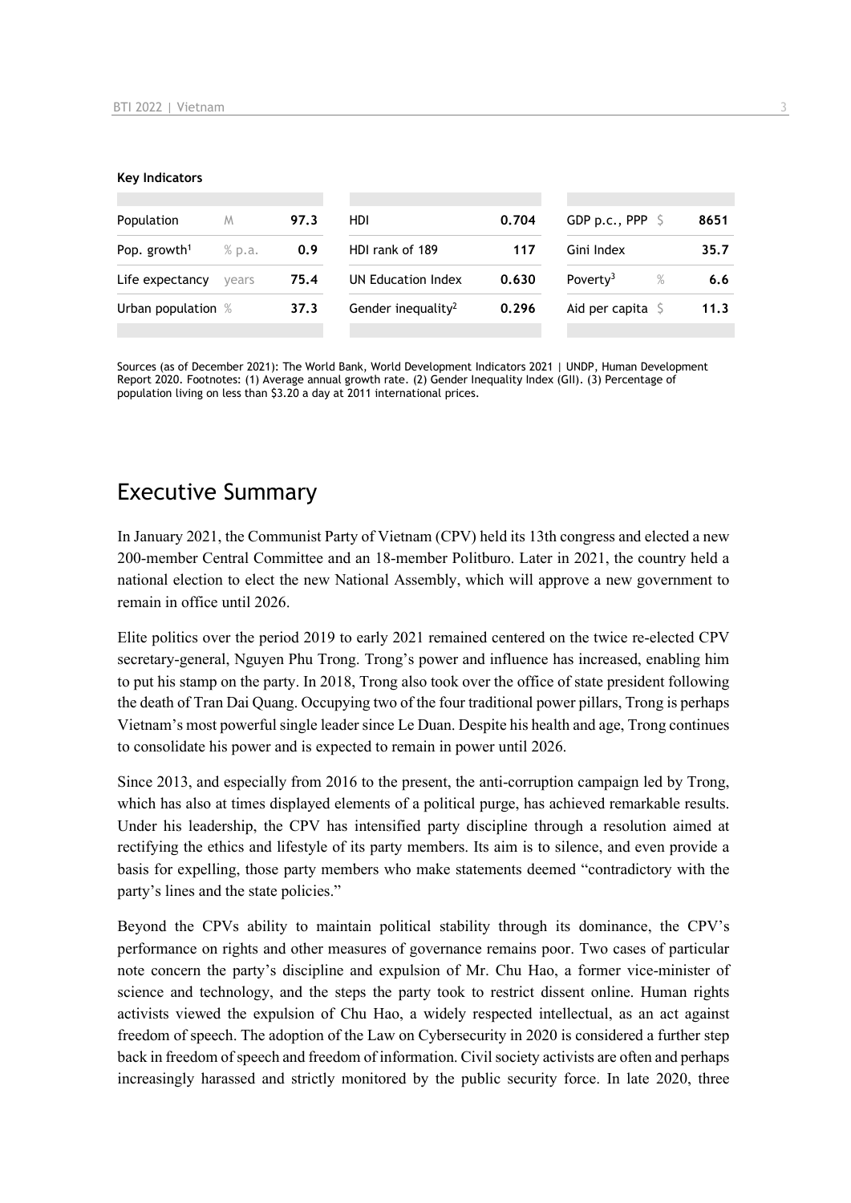**Key Indicators**

| Population | M | 97.3 | HDI | 0.704 | GDP p.c., PPP | $ | 8651 |
|---|---|---|---|---|---|---|---|
| Pop. growth[1] | % p.a. | 0.9 | HDI rank of 189 | 117 | Gini Index | | 35.7 |
| Life expectancy | years | 75.4 | UN Education Index | 0.630 | Poverty[3] | % | 6.6 |
| Urban population | % | 37.3 | Gender inequality[2] | 0.296 | Aid per capita | $ | 11.3 |

Sources (as of December 2021): The World Bank, World Development Indicators 2021 | UNDP, Human Development Report 2020. Footnotes: (1) Average annual growth rate. (2) Gender Inequality Index (GII). (3) Percentage of population living on less than $3.20 a day at 2011 international prices.

## Executive Summary

In January 2021, the Communist Party of Vietnam (CPV) held its 13th congress and elected a new 200-member Central Committee and an 18-member Politburo. Later in 2021, the country held a national election to elect the new National Assembly, which will approve a new government to remain in office until 2026.

Elite politics over the period 2019 to early 2021 remained centered on the twice re-elected CPV secretary-general, Nguyen Phu Trong. Trong's power and influence has increased, enabling him to put his stamp on the party. In 2018, Trong also took over the office of state president following the death of Tran Dai Quang. Occupying two of the four traditional power pillars, Trong is perhaps Vietnam's most powerful single leader since Le Duan. Despite his health and age, Trong continues to consolidate his power and is expected to remain in power until 2026.

Since 2013, and especially from 2016 to the present, the anti-corruption campaign led by Trong, which has also at times displayed elements of a political purge, has achieved remarkable results. Under his leadership, the CPV has intensified party discipline through a resolution aimed at rectifying the ethics and lifestyle of its party members. Its aim is to silence, and even provide a basis for expelling, those party members who make statements deemed "contradictory with the party's lines and the state policies."

Beyond the CPVs ability to maintain political stability through its dominance, the CPV's performance on rights and other measures of governance remains poor. Two cases of particular note concern the party's discipline and expulsion of Mr. Chu Hao, a former vice-minister of science and technology, and the steps the party took to restrict dissent online. Human rights activists viewed the expulsion of Chu Hao, a widely respected intellectual, as an act against freedom of speech. The adoption of the Law on Cybersecurity in 2020 is considered a further step back in freedom of speech and freedom of information. Civil society activists are often and perhaps increasingly harassed and strictly monitored by the public security force. In late 2020, three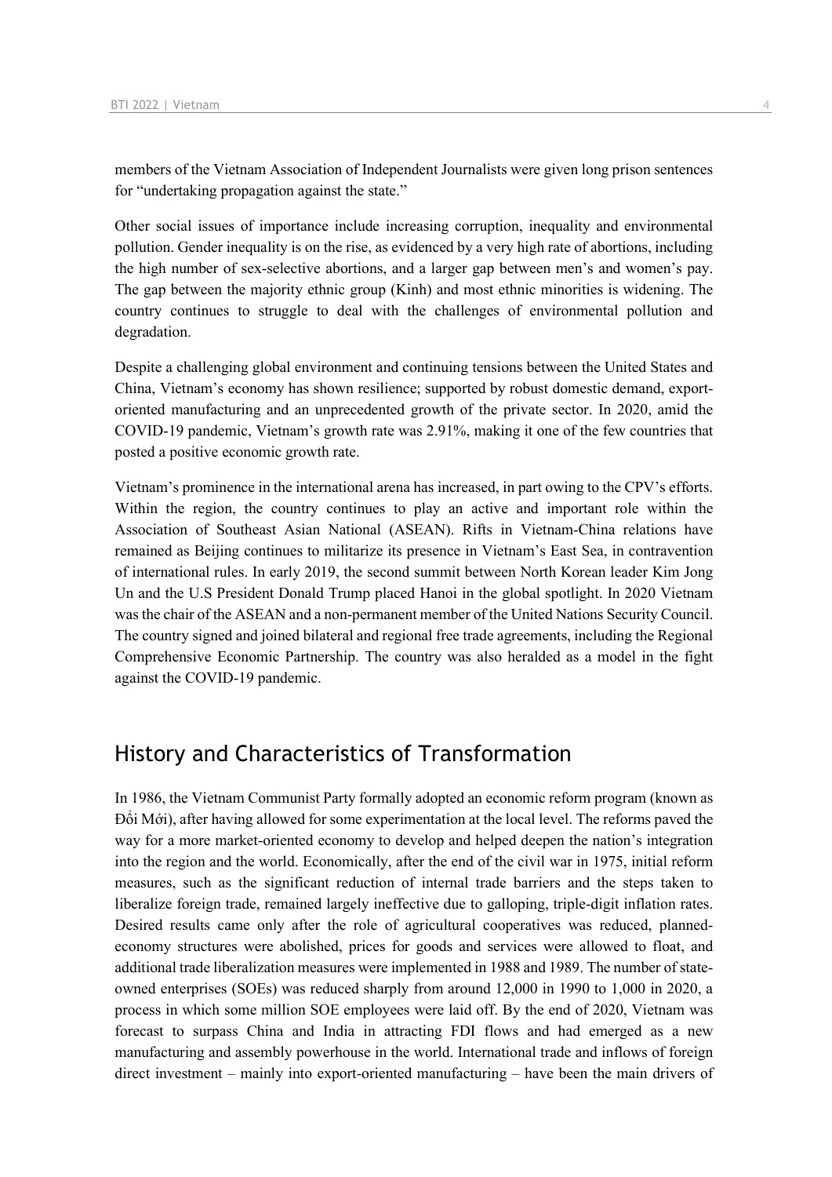members of the Vietnam Association of Independent Journalists were given long prison sentences for "undertaking propagation against the state."

Other social issues of importance include increasing corruption, inequality and environmental pollution. Gender inequality is on the rise, as evidenced by a very high rate of abortions, including the high number of sex-selective abortions, and a larger gap between men's and women's pay. The gap between the majority ethnic group (Kinh) and most ethnic minorities is widening. The country continues to struggle to deal with the challenges of environmental pollution and degradation.

Despite a challenging global environment and continuing tensions between the United States and China, Vietnam's economy has shown resilience; supported by robust domestic demand, export-oriented manufacturing and an unprecedented growth of the private sector. In 2020, amid the COVID-19 pandemic, Vietnam's growth rate was 2.91%, making it one of the few countries that posted a positive economic growth rate.

Vietnam's prominence in the international arena has increased, in part owing to the CPV's efforts. Within the region, the country continues to play an active and important role within the Association of Southeast Asian National (ASEAN). Rifts in Vietnam-China relations have remained as Beijing continues to militarize its presence in Vietnam's East Sea, in contravention of international rules. In early 2019, the second summit between North Korean leader Kim Jong Un and the U.S President Donald Trump placed Hanoi in the global spotlight. In 2020 Vietnam was the chair of the ASEAN and a non-permanent member of the United Nations Security Council. The country signed and joined bilateral and regional free trade agreements, including the Regional Comprehensive Economic Partnership. The country was also heralded as a model in the fight against the COVID-19 pandemic.

## History and Characteristics of Transformation

In 1986, the Vietnam Communist Party formally adopted an economic reform program (known as Đổi Mới), after having allowed for some experimentation at the local level. The reforms paved the way for a more market-oriented economy to develop and helped deepen the nation's integration into the region and the world. Economically, after the end of the civil war in 1975, initial reform measures, such as the significant reduction of internal trade barriers and the steps taken to liberalize foreign trade, remained largely ineffective due to galloping, triple-digit inflation rates. Desired results came only after the role of agricultural cooperatives was reduced, planned-economy structures were abolished, prices for goods and services were allowed to float, and additional trade liberalization measures were implemented in 1988 and 1989. The number of state-owned enterprises (SOEs) was reduced sharply from around 12,000 in 1990 to 1,000 in 2020, a process in which some million SOE employees were laid off. By the end of 2020, Vietnam was forecast to surpass China and India in attracting FDI flows and had emerged as a new manufacturing and assembly powerhouse in the world. International trade and inflows of foreign direct investment – mainly into export-oriented manufacturing – have been the main drivers of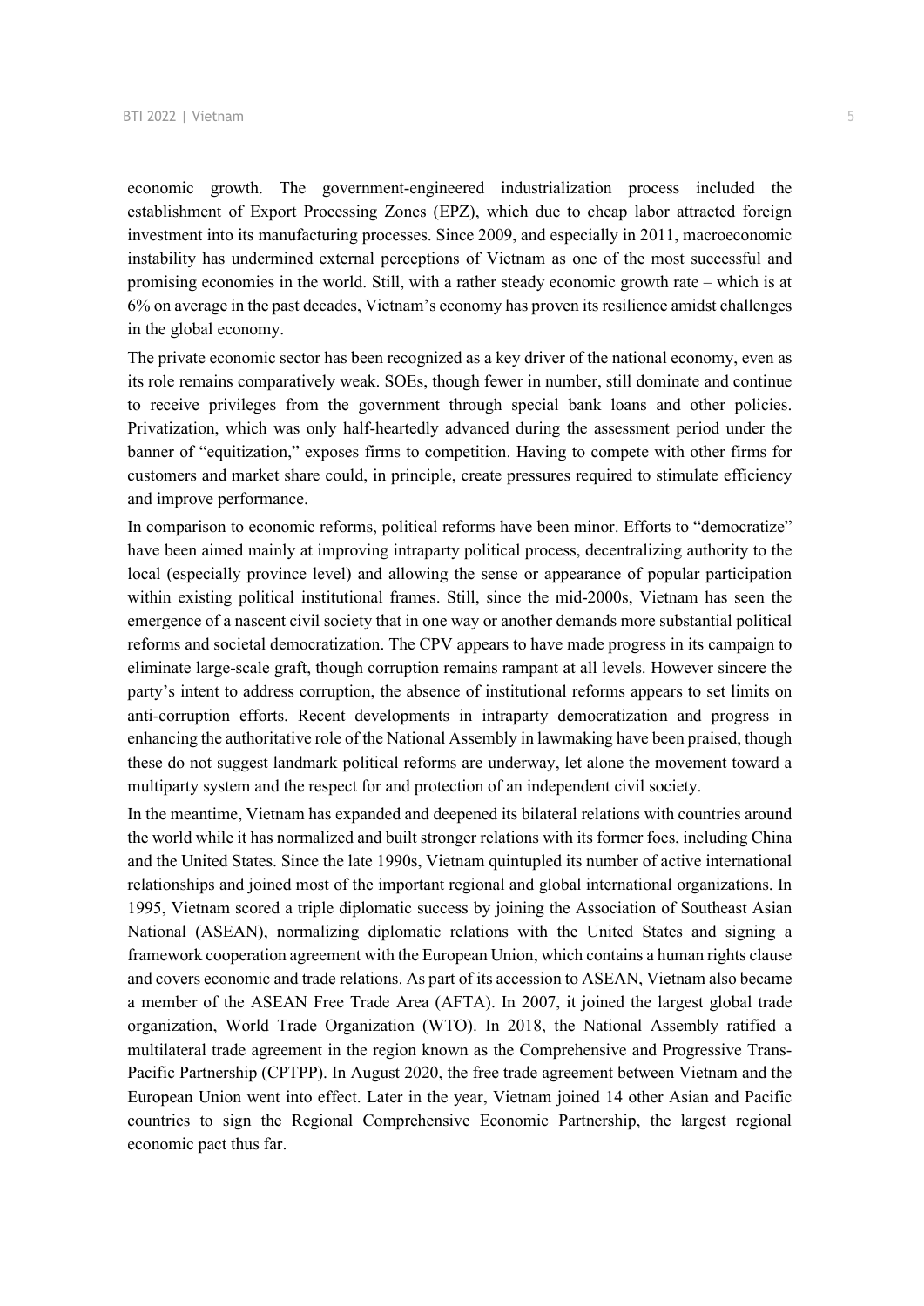economic growth. The government-engineered industrialization process included the establishment of Export Processing Zones (EPZ), which due to cheap labor attracted foreign investment into its manufacturing processes. Since 2009, and especially in 2011, macroeconomic instability has undermined external perceptions of Vietnam as one of the most successful and promising economies in the world. Still, with a rather steady economic growth rate – which is at 6% on average in the past decades, Vietnam's economy has proven its resilience amidst challenges in the global economy.

The private economic sector has been recognized as a key driver of the national economy, even as its role remains comparatively weak. SOEs, though fewer in number, still dominate and continue to receive privileges from the government through special bank loans and other policies. Privatization, which was only half-heartedly advanced during the assessment period under the banner of "equitization," exposes firms to competition. Having to compete with other firms for customers and market share could, in principle, create pressures required to stimulate efficiency and improve performance.

In comparison to economic reforms, political reforms have been minor. Efforts to "democratize" have been aimed mainly at improving intraparty political process, decentralizing authority to the local (especially province level) and allowing the sense or appearance of popular participation within existing political institutional frames. Still, since the mid-2000s, Vietnam has seen the emergence of a nascent civil society that in one way or another demands more substantial political reforms and societal democratization. The CPV appears to have made progress in its campaign to eliminate large-scale graft, though corruption remains rampant at all levels. However sincere the party's intent to address corruption, the absence of institutional reforms appears to set limits on anti-corruption efforts. Recent developments in intraparty democratization and progress in enhancing the authoritative role of the National Assembly in lawmaking have been praised, though these do not suggest landmark political reforms are underway, let alone the movement toward a multiparty system and the respect for and protection of an independent civil society.

In the meantime, Vietnam has expanded and deepened its bilateral relations with countries around the world while it has normalized and built stronger relations with its former foes, including China and the United States. Since the late 1990s, Vietnam quintupled its number of active international relationships and joined most of the important regional and global international organizations. In 1995, Vietnam scored a triple diplomatic success by joining the Association of Southeast Asian National (ASEAN), normalizing diplomatic relations with the United States and signing a framework cooperation agreement with the European Union, which contains a human rights clause and covers economic and trade relations. As part of its accession to ASEAN, Vietnam also became a member of the ASEAN Free Trade Area (AFTA). In 2007, it joined the largest global trade organization, World Trade Organization (WTO). In 2018, the National Assembly ratified a multilateral trade agreement in the region known as the Comprehensive and Progressive Trans-Pacific Partnership (CPTPP). In August 2020, the free trade agreement between Vietnam and the European Union went into effect. Later in the year, Vietnam joined 14 other Asian and Pacific countries to sign the Regional Comprehensive Economic Partnership, the largest regional economic pact thus far.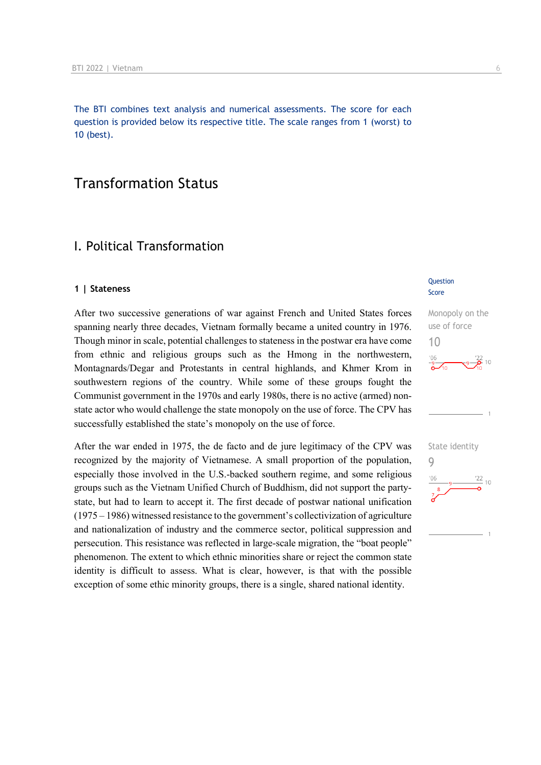The BTI combines text analysis and numerical assessments. The score for each question is provided below its respective title. The scale ranges from 1 (worst) to 10 (best).

# Transformation Status

## I. Political Transformation

### 1 | Stateness

Question Score

After two successive generations of war against French and United States forces spanning nearly three decades, Vietnam formally became a united country in 1976. Though minor in scale, potential challenges to stateness in the postwar era have come from ethnic and religious groups such as the Hmong in the northwestern, Montagnards/Degar and Protestants in central highlands, and Khmer Krom in southwestern regions of the country. While some of these groups fought the Communist government in the 1970s and early 1980s, there is no active (armed) non-state actor who would challenge the state monopoly on the use of force. The CPV has successfully established the state's monopoly on the use of force.

Monopoly on the use of force
10

After the war ended in 1975, the de facto and de jure legitimacy of the CPV was recognized by the majority of Vietnamese. A small proportion of the population, especially those involved in the U.S.-backed southern regime, and some religious groups such as the Vietnam Unified Church of Buddhism, did not support the party-state, but had to learn to accept it. The first decade of postwar national unification (1975 – 1986) witnessed resistance to the government's collectivization of agriculture and nationalization of industry and the commerce sector, political suppression and persecution. This resistance was reflected in large-scale migration, the "boat people" phenomenon. The extent to which ethnic minorities share or reject the common state identity is difficult to assess. What is clear, however, is that with the possible exception of some ethic minority groups, there is a single, shared national identity.

State identity
9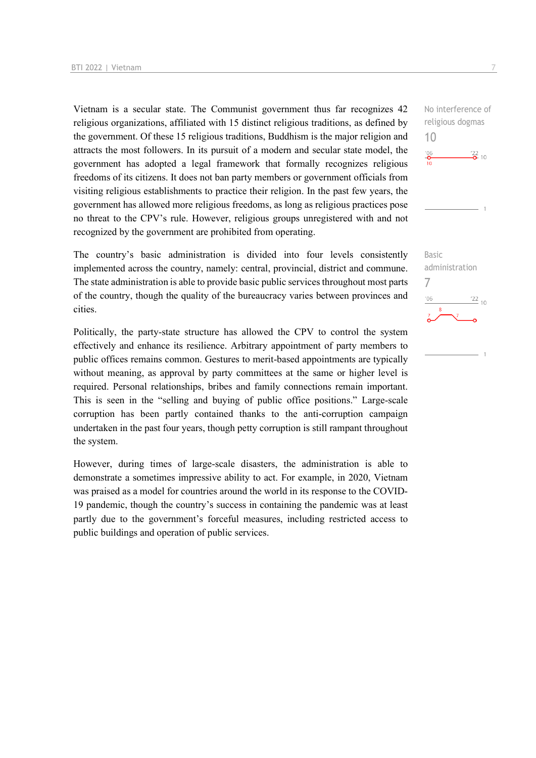Vietnam is a secular state. The Communist government thus far recognizes 42 religious organizations, affiliated with 15 distinct religious traditions, as defined by the government. Of these 15 religious traditions, Buddhism is the major religion and attracts the most followers. In its pursuit of a modern and secular state model, the government has adopted a legal framework that formally recognizes religious freedoms of its citizens. It does not ban party members or government officials from visiting religious establishments to practice their religion. In the past few years, the government has allowed more religious freedoms, as long as religious practices pose no threat to the CPV's rule. However, religious groups unregistered with and not recognized by the government are prohibited from operating.

No interference of religious dogmas
10

The country's basic administration is divided into four levels consistently implemented across the country, namely: central, provincial, district and commune. The state administration is able to provide basic public services throughout most parts of the country, though the quality of the bureaucracy varies between provinces and cities.

Basic administration
7

Politically, the party-state structure has allowed the CPV to control the system effectively and enhance its resilience. Arbitrary appointment of party members to public offices remains common. Gestures to merit-based appointments are typically without meaning, as approval by party committees at the same or higher level is required. Personal relationships, bribes and family connections remain important. This is seen in the "selling and buying of public office positions." Large-scale corruption has been partly contained thanks to the anti-corruption campaign undertaken in the past four years, though petty corruption is still rampant throughout the system.

However, during times of large-scale disasters, the administration is able to demonstrate a sometimes impressive ability to act. For example, in 2020, Vietnam was praised as a model for countries around the world in its response to the COVID-19 pandemic, though the country's success in containing the pandemic was at least partly due to the government's forceful measures, including restricted access to public buildings and operation of public services.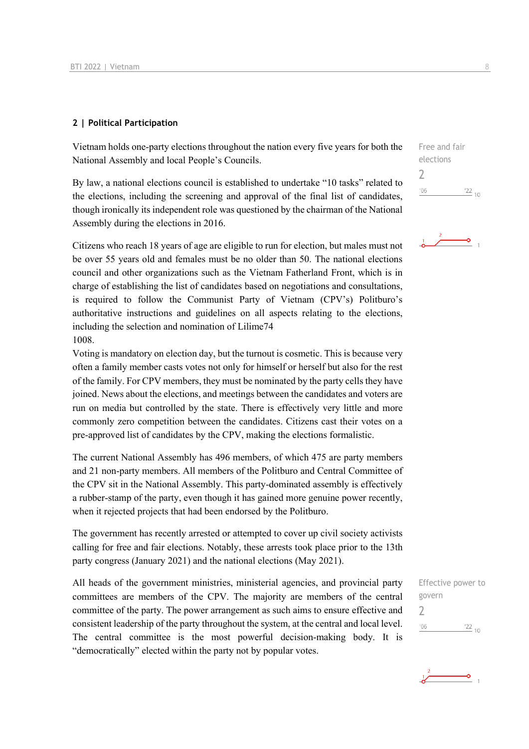## 2 | Political Participation

Vietnam holds one-party elections throughout the nation every five years for both the National Assembly and local People's Councils.

Free and fair elections
2

By law, a national elections council is established to undertake "10 tasks" related to the elections, including the screening and approval of the final list of candidates, though ironically its independent role was questioned by the chairman of the National Assembly during the elections in 2016.

Citizens who reach 18 years of age are eligible to run for election, but males must not be over 55 years old and females must be no older than 50. The national elections council and other organizations such as the Vietnam Fatherland Front, which is in charge of establishing the list of candidates based on negotiations and consultations, is required to follow the Communist Party of Vietnam (CPV's) Politburo's authoritative instructions and guidelines on all aspects relating to the elections, including the selection and nomination of Lilime74
1008.
Voting is mandatory on election day, but the turnout is cosmetic. This is because very often a family member casts votes not only for himself or herself but also for the rest of the family. For CPV members, they must be nominated by the party cells they have joined. News about the elections, and meetings between the candidates and voters are run on media but controlled by the state. There is effectively very little and more commonly zero competition between the candidates. Citizens cast their votes on a pre-approved list of candidates by the CPV, making the elections formalistic.

The current National Assembly has 496 members, of which 475 are party members and 21 non-party members. All members of the Politburo and Central Committee of the CPV sit in the National Assembly. This party-dominated assembly is effectively a rubber-stamp of the party, even though it has gained more genuine power recently, when it rejected projects that had been endorsed by the Politburo.

The government has recently arrested or attempted to cover up civil society activists calling for free and fair elections. Notably, these arrests took place prior to the 13th party congress (January 2021) and the national elections (May 2021).

All heads of the government ministries, ministerial agencies, and provincial party committees are members of the CPV. The majority are members of the central committee of the party. The power arrangement as such aims to ensure effective and consistent leadership of the party throughout the system, at the central and local level. The central committee is the most powerful decision-making body. It is "democratically" elected within the party not by popular votes.

Effective power to govern
2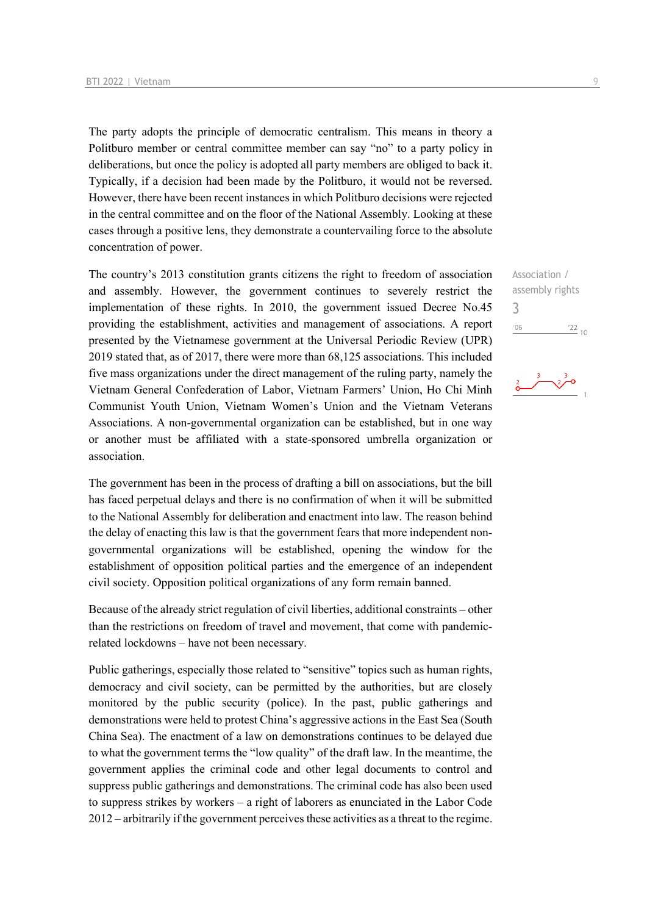The party adopts the principle of democratic centralism. This means in theory a Politburo member or central committee member can say "no" to a party policy in deliberations, but once the policy is adopted all party members are obliged to back it. Typically, if a decision had been made by the Politburo, it would not be reversed. However, there have been recent instances in which Politburo decisions were rejected in the central committee and on the floor of the National Assembly. Looking at these cases through a positive lens, they demonstrate a countervailing force to the absolute concentration of power.

Association / assembly rights
3

The country's 2013 constitution grants citizens the right to freedom of association and assembly. However, the government continues to severely restrict the implementation of these rights. In 2010, the government issued Decree No.45 providing the establishment, activities and management of associations. A report presented by the Vietnamese government at the Universal Periodic Review (UPR) 2019 stated that, as of 2017, there were more than 68,125 associations. This included five mass organizations under the direct management of the ruling party, namely the Vietnam General Confederation of Labor, Vietnam Farmers' Union, Ho Chi Minh Communist Youth Union, Vietnam Women's Union and the Vietnam Veterans Associations. A non-governmental organization can be established, but in one way or another must be affiliated with a state-sponsored umbrella organization or association.

The government has been in the process of drafting a bill on associations, but the bill has faced perpetual delays and there is no confirmation of when it will be submitted to the National Assembly for deliberation and enactment into law. The reason behind the delay of enacting this law is that the government fears that more independent non-governmental organizations will be established, opening the window for the establishment of opposition political parties and the emergence of an independent civil society. Opposition political organizations of any form remain banned.

Because of the already strict regulation of civil liberties, additional constraints – other than the restrictions on freedom of travel and movement, that come with pandemic-related lockdowns – have not been necessary.

Public gatherings, especially those related to "sensitive" topics such as human rights, democracy and civil society, can be permitted by the authorities, but are closely monitored by the public security (police). In the past, public gatherings and demonstrations were held to protest China's aggressive actions in the East Sea (South China Sea). The enactment of a law on demonstrations continues to be delayed due to what the government terms the "low quality" of the draft law. In the meantime, the government applies the criminal code and other legal documents to control and suppress public gatherings and demonstrations. The criminal code has also been used to suppress strikes by workers – a right of laborers as enunciated in the Labor Code 2012 – arbitrarily if the government perceives these activities as a threat to the regime.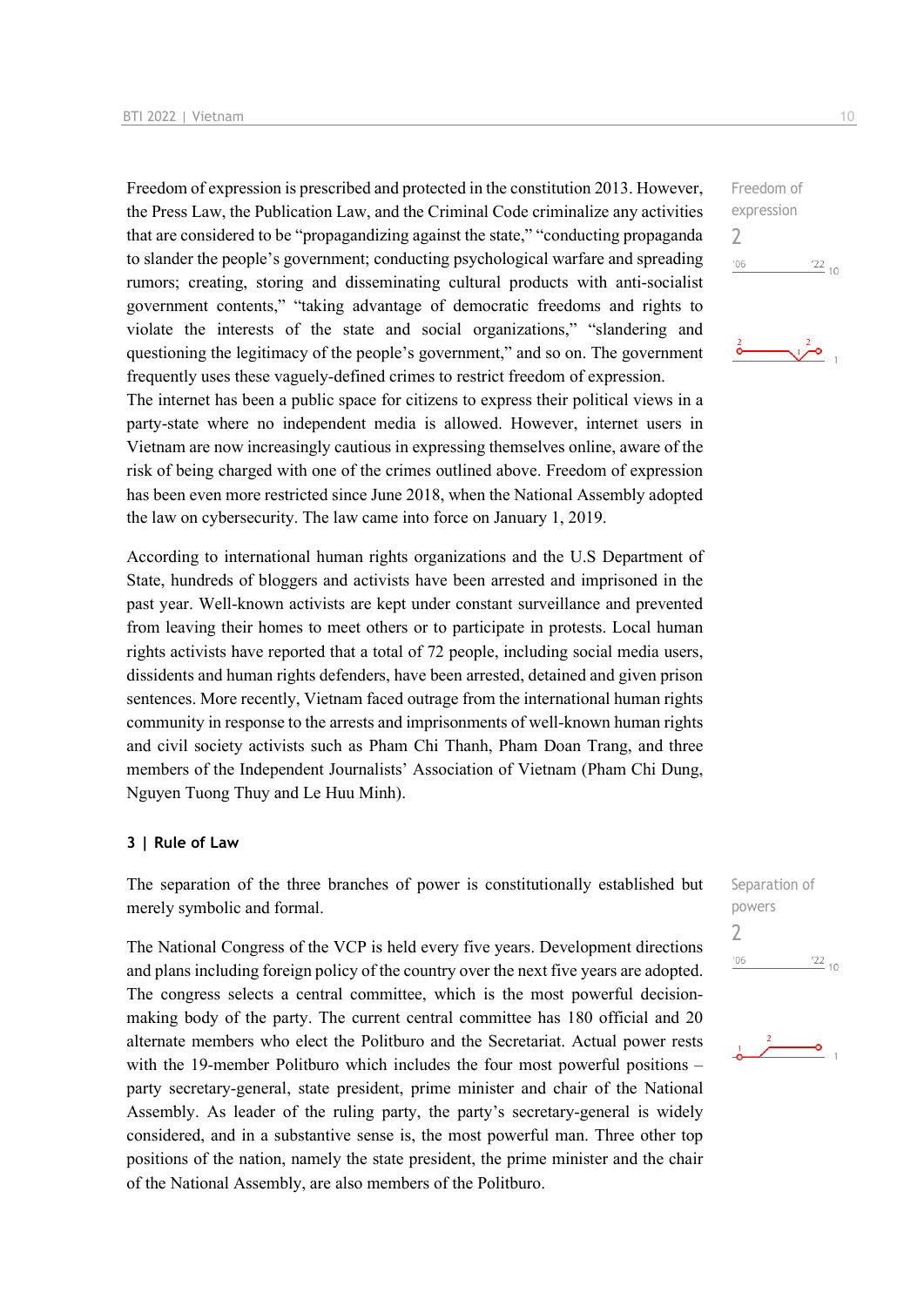Freedom of expression is prescribed and protected in the constitution 2013. However, the Press Law, the Publication Law, and the Criminal Code criminalize any activities that are considered to be "propagandizing against the state," "conducting propaganda to slander the people's government; conducting psychological warfare and spreading rumors; creating, storing and disseminating cultural products with anti-socialist government contents," "taking advantage of democratic freedoms and rights to violate the interests of the state and social organizations," "slandering and questioning the legitimacy of the people's government," and so on. The government frequently uses these vaguely-defined crimes to restrict freedom of expression.

Freedom of expression
2

The internet has been a public space for citizens to express their political views in a party-state where no independent media is allowed. However, internet users in Vietnam are now increasingly cautious in expressing themselves online, aware of the risk of being charged with one of the crimes outlined above. Freedom of expression has been even more restricted since June 2018, when the National Assembly adopted the law on cybersecurity. The law came into force on January 1, 2019.

According to international human rights organizations and the U.S Department of State, hundreds of bloggers and activists have been arrested and imprisoned in the past year. Well-known activists are kept under constant surveillance and prevented from leaving their homes to meet others or to participate in protests. Local human rights activists have reported that a total of 72 people, including social media users, dissidents and human rights defenders, have been arrested, detained and given prison sentences. More recently, Vietnam faced outrage from the international human rights community in response to the arrests and imprisonments of well-known human rights and civil society activists such as Pham Chi Thanh, Pham Doan Trang, and three members of the Independent Journalists' Association of Vietnam (Pham Chi Dung, Nguyen Tuong Thuy and Le Huu Minh).

## 3 | Rule of Law

The separation of the three branches of power is constitutionally established but merely symbolic and formal.

Separation of powers
2

The National Congress of the VCP is held every five years. Development directions and plans including foreign policy of the country over the next five years are adopted. The congress selects a central committee, which is the most powerful decision-making body of the party. The current central committee has 180 official and 20 alternate members who elect the Politburo and the Secretariat. Actual power rests with the 19-member Politburo which includes the four most powerful positions – party secretary-general, state president, prime minister and chair of the National Assembly. As leader of the ruling party, the party's secretary-general is widely considered, and in a substantive sense is, the most powerful man. Three other top positions of the nation, namely the state president, the prime minister and the chair of the National Assembly, are also members of the Politburo.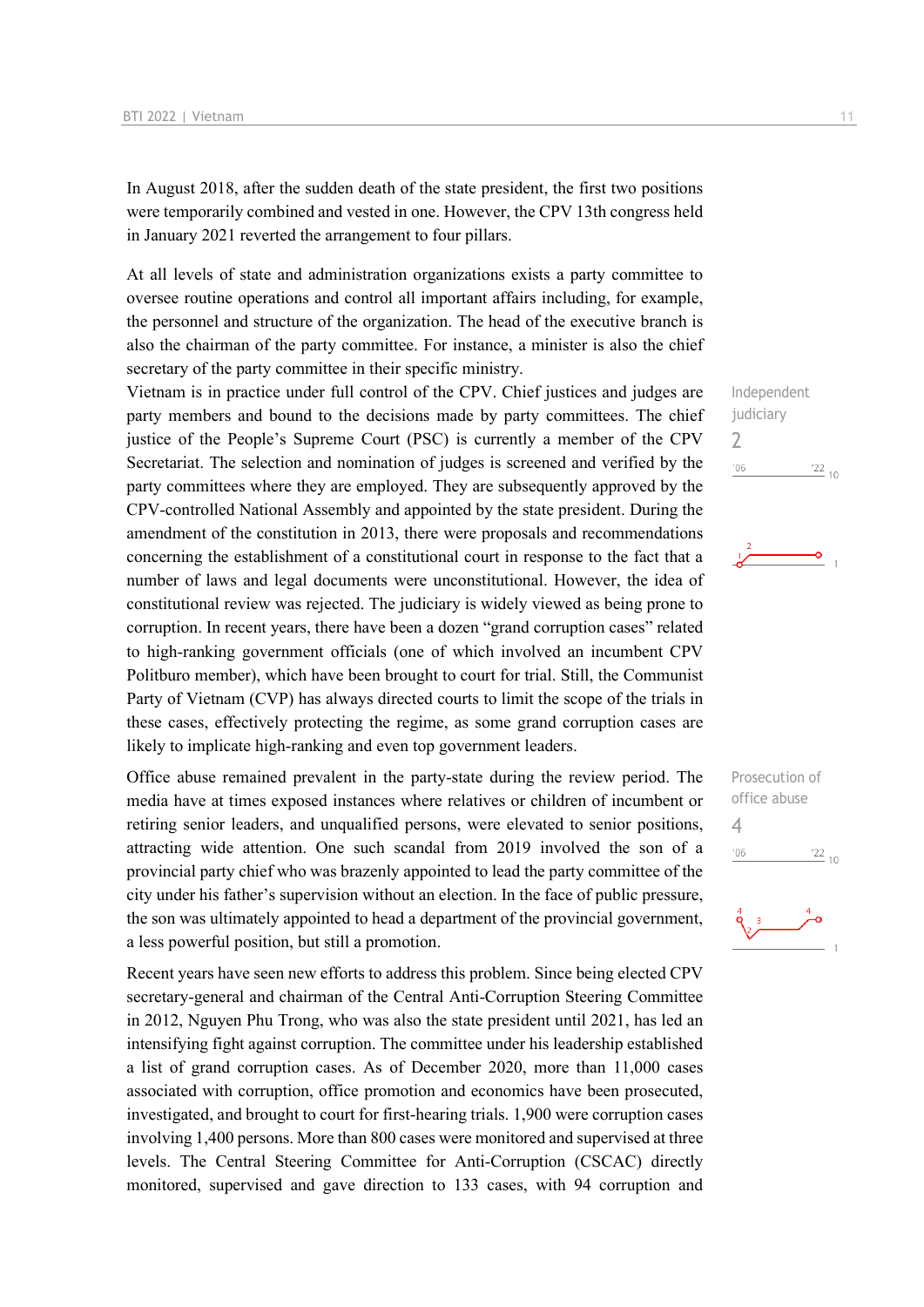In August 2018, after the sudden death of the state president, the first two positions were temporarily combined and vested in one. However, the CPV 13th congress held in January 2021 reverted the arrangement to four pillars.

At all levels of state and administration organizations exists a party committee to oversee routine operations and control all important affairs including, for example, the personnel and structure of the organization. The head of the executive branch is also the chairman of the party committee. For instance, a minister is also the chief secretary of the party committee in their specific ministry.

Independent judiciary
2

Vietnam is in practice under full control of the CPV. Chief justices and judges are party members and bound to the decisions made by party committees. The chief justice of the People's Supreme Court (PSC) is currently a member of the CPV Secretariat. The selection and nomination of judges is screened and verified by the party committees where they are employed. They are subsequently approved by the CPV-controlled National Assembly and appointed by the state president. During the amendment of the constitution in 2013, there were proposals and recommendations concerning the establishment of a constitutional court in response to the fact that a number of laws and legal documents were unconstitutional. However, the idea of constitutional review was rejected. The judiciary is widely viewed as being prone to corruption. In recent years, there have been a dozen "grand corruption cases" related to high-ranking government officials (one of which involved an incumbent CPV Politburo member), which have been brought to court for trial. Still, the Communist Party of Vietnam (CVP) has always directed courts to limit the scope of the trials in these cases, effectively protecting the regime, as some grand corruption cases are likely to implicate high-ranking and even top government leaders.

Prosecution of office abuse
4

Office abuse remained prevalent in the party-state during the review period. The media have at times exposed instances where relatives or children of incumbent or retiring senior leaders, and unqualified persons, were elevated to senior positions, attracting wide attention. One such scandal from 2019 involved the son of a provincial party chief who was brazenly appointed to lead the party committee of the city under his father's supervision without an election. In the face of public pressure, the son was ultimately appointed to head a department of the provincial government, a less powerful position, but still a promotion.

Recent years have seen new efforts to address this problem. Since being elected CPV secretary-general and chairman of the Central Anti-Corruption Steering Committee in 2012, Nguyen Phu Trong, who was also the state president until 2021, has led an intensifying fight against corruption. The committee under his leadership established a list of grand corruption cases. As of December 2020, more than 11,000 cases associated with corruption, office promotion and economics have been prosecuted, investigated, and brought to court for first-hearing trials. 1,900 were corruption cases involving 1,400 persons. More than 800 cases were monitored and supervised at three levels. The Central Steering Committee for Anti-Corruption (CSCAC) directly monitored, supervised and gave direction to 133 cases, with 94 corruption and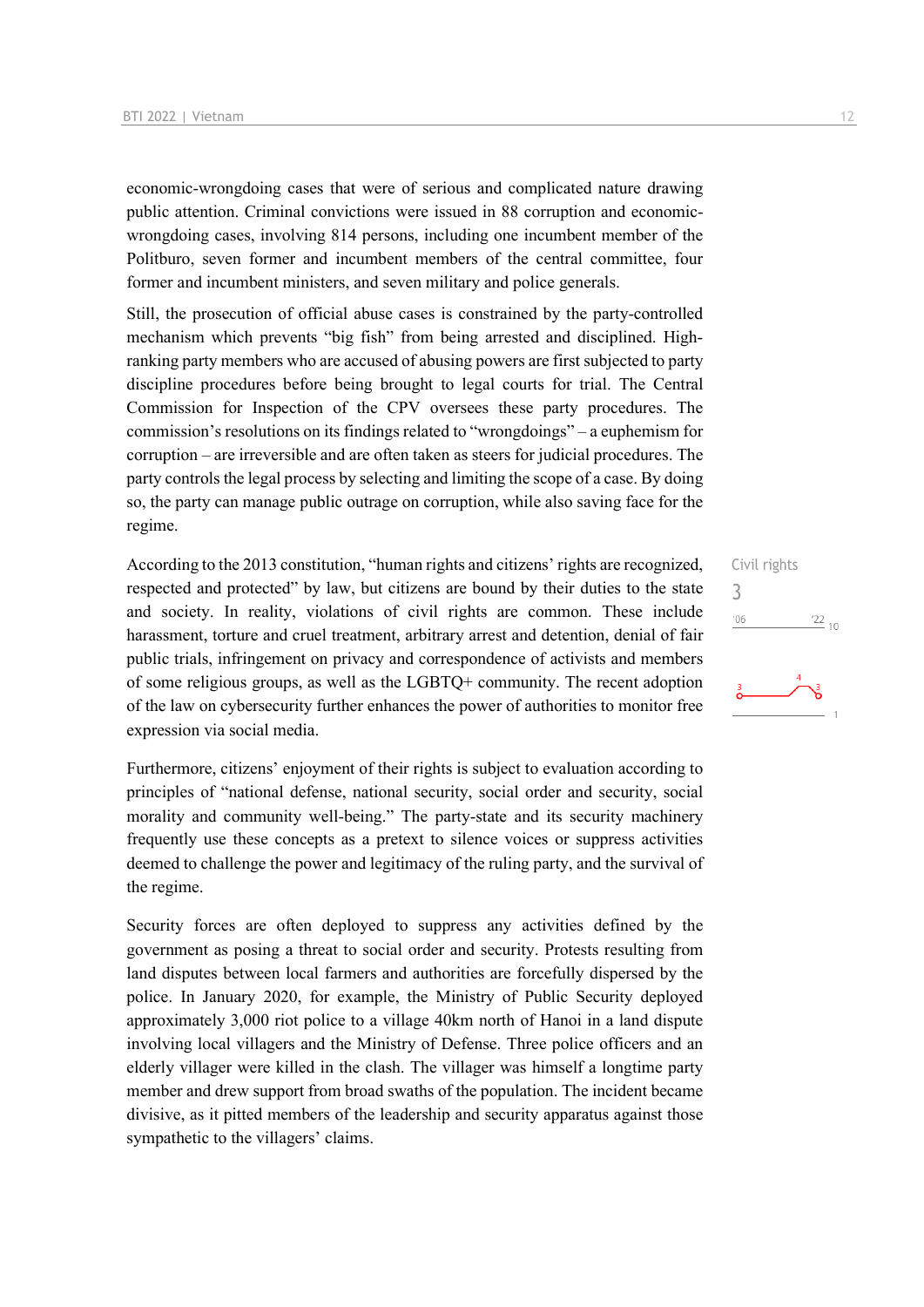economic-wrongdoing cases that were of serious and complicated nature drawing public attention. Criminal convictions were issued in 88 corruption and economic-wrongdoing cases, involving 814 persons, including one incumbent member of the Politburo, seven former and incumbent members of the central committee, four former and incumbent ministers, and seven military and police generals.

Still, the prosecution of official abuse cases is constrained by the party-controlled mechanism which prevents "big fish" from being arrested and disciplined. High-ranking party members who are accused of abusing powers are first subjected to party discipline procedures before being brought to legal courts for trial. The Central Commission for Inspection of the CPV oversees these party procedures. The commission's resolutions on its findings related to "wrongdoings" – a euphemism for corruption – are irreversible and are often taken as steers for judicial procedures. The party controls the legal process by selecting and limiting the scope of a case. By doing so, the party can manage public outrage on corruption, while also saving face for the regime.

Civil rights
3

According to the 2013 constitution, "human rights and citizens' rights are recognized, respected and protected" by law, but citizens are bound by their duties to the state and society. In reality, violations of civil rights are common. These include harassment, torture and cruel treatment, arbitrary arrest and detention, denial of fair public trials, infringement on privacy and correspondence of activists and members of some religious groups, as well as the LGBTQ+ community. The recent adoption of the law on cybersecurity further enhances the power of authorities to monitor free expression via social media.

Furthermore, citizens' enjoyment of their rights is subject to evaluation according to principles of "national defense, national security, social order and security, social morality and community well-being." The party-state and its security machinery frequently use these concepts as a pretext to silence voices or suppress activities deemed to challenge the power and legitimacy of the ruling party, and the survival of the regime.

Security forces are often deployed to suppress any activities defined by the government as posing a threat to social order and security. Protests resulting from land disputes between local farmers and authorities are forcefully dispersed by the police. In January 2020, for example, the Ministry of Public Security deployed approximately 3,000 riot police to a village 40km north of Hanoi in a land dispute involving local villagers and the Ministry of Defense. Three police officers and an elderly villager were killed in the clash. The villager was himself a longtime party member and drew support from broad swaths of the population. The incident became divisive, as it pitted members of the leadership and security apparatus against those sympathetic to the villagers' claims.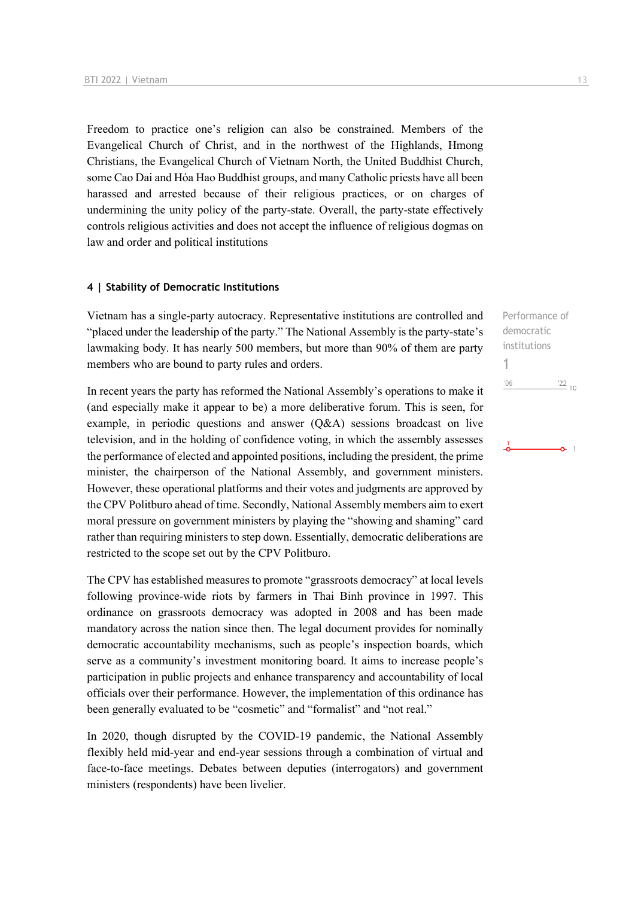Freedom to practice one's religion can also be constrained. Members of the Evangelical Church of Christ, and in the northwest of the Highlands, Hmong Christians, the Evangelical Church of Vietnam North, the United Buddhist Church, some Cao Dai and Hóa Hao Buddhist groups, and many Catholic priests have all been harassed and arrested because of their religious practices, or on charges of undermining the unity policy of the party-state. Overall, the party-state effectively controls religious activities and does not accept the influence of religious dogmas on law and order and political institutions

### 4 | Stability of Democratic Institutions

Vietnam has a single-party autocracy. Representative institutions are controlled and "placed under the leadership of the party." The National Assembly is the party-state's lawmaking body. It has nearly 500 members, but more than 90% of them are party members who are bound to party rules and orders.

Performance of democratic institutions
1

'06 '22 10

In recent years the party has reformed the National Assembly's operations to make it (and especially make it appear to be) a more deliberative forum. This is seen, for example, in periodic questions and answer (Q&A) sessions broadcast on live television, and in the holding of confidence voting, in which the assembly assesses the performance of elected and appointed positions, including the president, the prime minister, the chairperson of the National Assembly, and government ministers. However, these operational platforms and their votes and judgments are approved by the CPV Politburo ahead of time. Secondly, National Assembly members aim to exert moral pressure on government ministers by playing the "showing and shaming" card rather than requiring ministers to step down. Essentially, democratic deliberations are restricted to the scope set out by the CPV Politburo.

The CPV has established measures to promote "grassroots democracy" at local levels following province-wide riots by farmers in Thai Binh province in 1997. This ordinance on grassroots democracy was adopted in 2008 and has been made mandatory across the nation since then. The legal document provides for nominally democratic accountability mechanisms, such as people's inspection boards, which serve as a community's investment monitoring board. It aims to increase people's participation in public projects and enhance transparency and accountability of local officials over their performance. However, the implementation of this ordinance has been generally evaluated to be "cosmetic" and "formalist" and "not real."

In 2020, though disrupted by the COVID-19 pandemic, the National Assembly flexibly held mid-year and end-year sessions through a combination of virtual and face-to-face meetings. Debates between deputies (interrogators) and government ministers (respondents) have been livelier.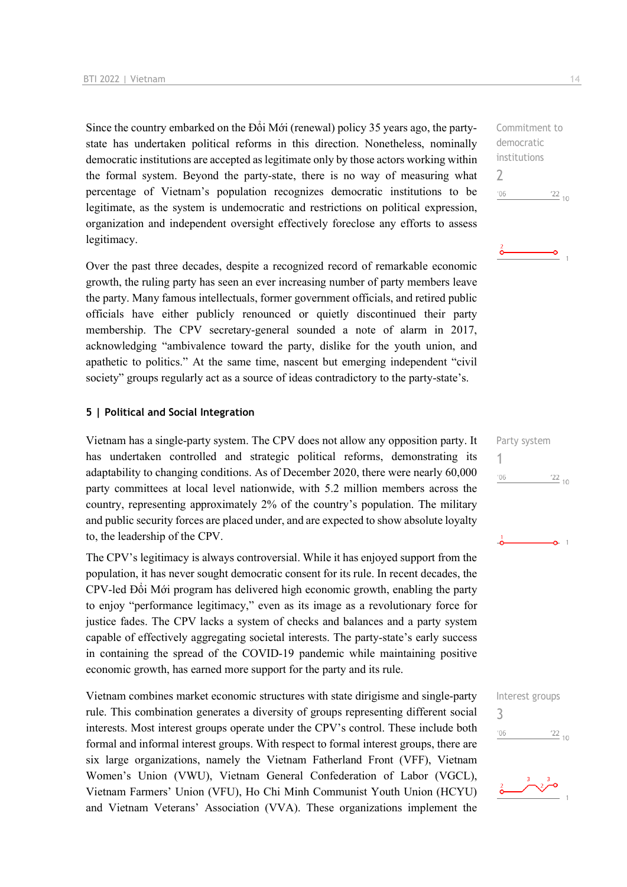Since the country embarked on the Đổi Mới (renewal) policy 35 years ago, the party-state has undertaken political reforms in this direction. Nonetheless, nominally democratic institutions are accepted as legitimate only by those actors working within the formal system. Beyond the party-state, there is no way of measuring what percentage of Vietnam's population recognizes democratic institutions to be legitimate, as the system is undemocratic and restrictions on political expression, organization and independent oversight effectively foreclose any efforts to assess legitimacy.

Commitment to democratic institutions
2

Over the past three decades, despite a recognized record of remarkable economic growth, the ruling party has seen an ever increasing number of party members leave the party. Many famous intellectuals, former government officials, and retired public officials have either publicly renounced or quietly discontinued their party membership. The CPV secretary-general sounded a note of alarm in 2017, acknowledging "ambivalence toward the party, dislike for the youth union, and apathetic to politics." At the same time, nascent but emerging independent "civil society" groups regularly act as a source of ideas contradictory to the party-state's.

## 5 | Political and Social Integration

Vietnam has a single-party system. The CPV does not allow any opposition party. It has undertaken controlled and strategic political reforms, demonstrating its adaptability to changing conditions. As of December 2020, there were nearly 60,000 party committees at local level nationwide, with 5.2 million members across the country, representing approximately 2% of the country's population. The military and public security forces are placed under, and are expected to show absolute loyalty to, the leadership of the CPV.

Party system
1

The CPV's legitimacy is always controversial. While it has enjoyed support from the population, it has never sought democratic consent for its rule. In recent decades, the CPV-led Đổi Mới program has delivered high economic growth, enabling the party to enjoy "performance legitimacy," even as its image as a revolutionary force for justice fades. The CPV lacks a system of checks and balances and a party system capable of effectively aggregating societal interests. The party-state's early success in containing the spread of the COVID-19 pandemic while maintaining positive economic growth, has earned more support for the party and its rule.

Vietnam combines market economic structures with state dirigisme and single-party rule. This combination generates a diversity of groups representing different social interests. Most interest groups operate under the CPV's control. These include both formal and informal interest groups. With respect to formal interest groups, there are six large organizations, namely the Vietnam Fatherland Front (VFF), Vietnam Women's Union (VWU), Vietnam General Confederation of Labor (VGCL), Vietnam Farmers' Union (VFU), Ho Chi Minh Communist Youth Union (HCYU) and Vietnam Veterans' Association (VVA). These organizations implement the

Interest groups
3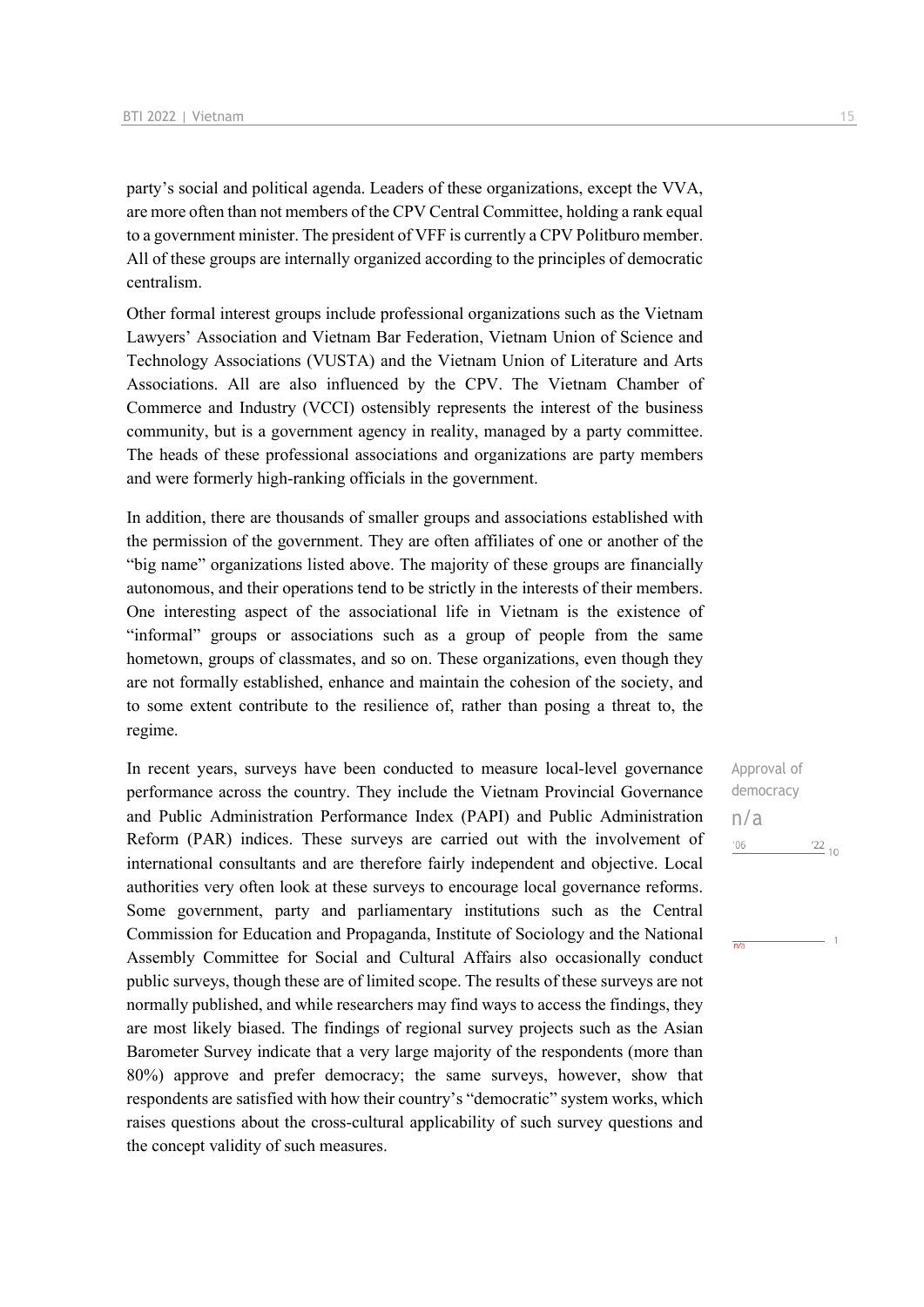party's social and political agenda. Leaders of these organizations, except the VVA, are more often than not members of the CPV Central Committee, holding a rank equal to a government minister. The president of VFF is currently a CPV Politburo member. All of these groups are internally organized according to the principles of democratic centralism.

Other formal interest groups include professional organizations such as the Vietnam Lawyers' Association and Vietnam Bar Federation, Vietnam Union of Science and Technology Associations (VUSTA) and the Vietnam Union of Literature and Arts Associations. All are also influenced by the CPV. The Vietnam Chamber of Commerce and Industry (VCCI) ostensibly represents the interest of the business community, but is a government agency in reality, managed by a party committee. The heads of these professional associations and organizations are party members and were formerly high-ranking officials in the government.

In addition, there are thousands of smaller groups and associations established with the permission of the government. They are often affiliates of one or another of the "big name" organizations listed above. The majority of these groups are financially autonomous, and their operations tend to be strictly in the interests of their members. One interesting aspect of the associational life in Vietnam is the existence of "informal" groups or associations such as a group of people from the same hometown, groups of classmates, and so on. These organizations, even though they are not formally established, enhance and maintain the cohesion of the society, and to some extent contribute to the resilience of, rather than posing a threat to, the regime.

Approval of democracy

n/a

In recent years, surveys have been conducted to measure local-level governance performance across the country. They include the Vietnam Provincial Governance and Public Administration Performance Index (PAPI) and Public Administration Reform (PAR) indices. These surveys are carried out with the involvement of international consultants and are therefore fairly independent and objective. Local authorities very often look at these surveys to encourage local governance reforms. Some government, party and parliamentary institutions such as the Central Commission for Education and Propaganda, Institute of Sociology and the National Assembly Committee for Social and Cultural Affairs also occasionally conduct public surveys, though these are of limited scope. The results of these surveys are not normally published, and while researchers may find ways to access the findings, they are most likely biased. The findings of regional survey projects such as the Asian Barometer Survey indicate that a very large majority of the respondents (more than 80%) approve and prefer democracy; the same surveys, however, show that respondents are satisfied with how their country's "democratic" system works, which raises questions about the cross-cultural applicability of such survey questions and the concept validity of such measures.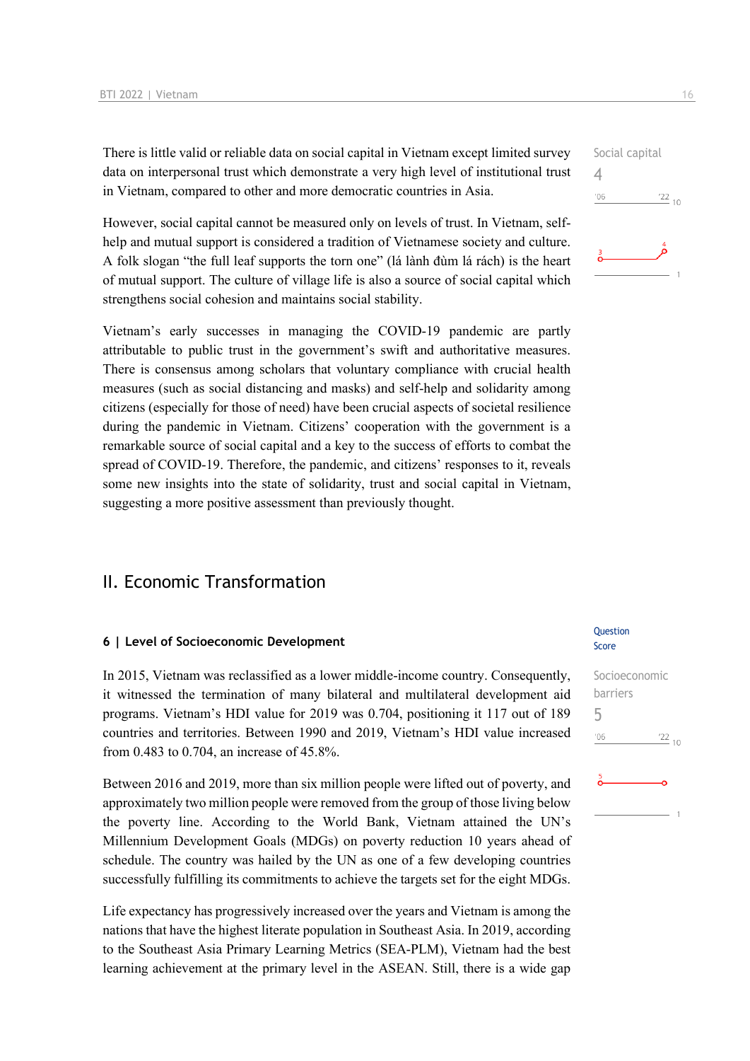There is little valid or reliable data on social capital in Vietnam except limited survey data on interpersonal trust which demonstrate a very high level of institutional trust in Vietnam, compared to other and more democratic countries in Asia.

Social capital
4

However, social capital cannot be measured only on levels of trust. In Vietnam, self-help and mutual support is considered a tradition of Vietnamese society and culture. A folk slogan “the full leaf supports the torn one” (lá lành đùm lá rách) is the heart of mutual support. The culture of village life is also a source of social capital which strengthens social cohesion and maintains social stability.

Vietnam’s early successes in managing the COVID-19 pandemic are partly attributable to public trust in the government’s swift and authoritative measures. There is consensus among scholars that voluntary compliance with crucial health measures (such as social distancing and masks) and self-help and solidarity among citizens (especially for those of need) have been crucial aspects of societal resilience during the pandemic in Vietnam. Citizens’ cooperation with the government is a remarkable source of social capital and a key to the success of efforts to combat the spread of COVID-19. Therefore, the pandemic, and citizens’ responses to it, reveals some new insights into the state of solidarity, trust and social capital in Vietnam, suggesting a more positive assessment than previously thought.

# II. Economic Transformation

### 6 | Level of Socioeconomic Development

Question Score

In 2015, Vietnam was reclassified as a lower middle-income country. Consequently, it witnessed the termination of many bilateral and multilateral development aid programs. Vietnam’s HDI value for 2019 was 0.704, positioning it 117 out of 189 countries and territories. Between 1990 and 2019, Vietnam’s HDI value increased from 0.483 to 0.704, an increase of 45.8%.

Socioeconomic barriers
5

Between 2016 and 2019, more than six million people were lifted out of poverty, and approximately two million people were removed from the group of those living below the poverty line. According to the World Bank, Vietnam attained the UN’s Millennium Development Goals (MDGs) on poverty reduction 10 years ahead of schedule. The country was hailed by the UN as one of a few developing countries successfully fulfilling its commitments to achieve the targets set for the eight MDGs.

Life expectancy has progressively increased over the years and Vietnam is among the nations that have the highest literate population in Southeast Asia. In 2019, according to the Southeast Asia Primary Learning Metrics (SEA-PLM), Vietnam had the best learning achievement at the primary level in the ASEAN. Still, there is a wide gap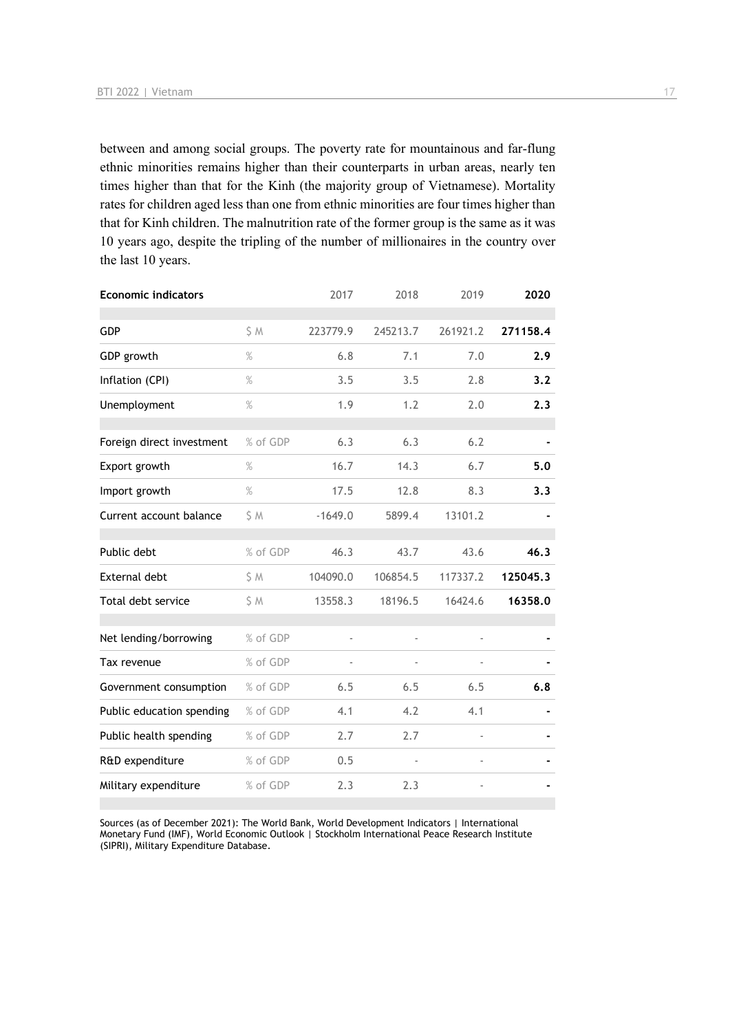between and among social groups. The poverty rate for mountainous and far-flung ethnic minorities remains higher than their counterparts in urban areas, nearly ten times higher than that for the Kinh (the majority group of Vietnamese). Mortality rates for children aged less than one from ethnic minorities are four times higher than that for Kinh children. The malnutrition rate of the former group is the same as it was 10 years ago, despite the tripling of the number of millionaires in the country over the last 10 years.

| Economic indicators | | 2017 | 2018 | 2019 | **2020** |
|---|---|---|---|---|---|
| GDP | $ M | 223779.9 | 245213.7 | 261921.2 | **271158.4** |
| GDP growth | % | 6.8 | 7.1 | 7.0 | **2.9** |
| Inflation (CPI) | % | 3.5 | 3.5 | 2.8 | **3.2** |
| Unemployment | % | 1.9 | 1.2 | 2.0 | **2.3** |
| Foreign direct investment | % of GDP | 6.3 | 6.3 | 6.2 | **-** |
| Export growth | % | 16.7 | 14.3 | 6.7 | **5.0** |
| Import growth | % | 17.5 | 12.8 | 8.3 | **3.3** |
| Current account balance | $ M | -1649.0 | 5899.4 | 13101.2 | **-** |
| Public debt | % of GDP | 46.3 | 43.7 | 43.6 | **46.3** |
| External debt | $ M | 104090.0 | 106854.5 | 117337.2 | **125045.3** |
| Total debt service | $ M | 13558.3 | 18196.5 | 16424.6 | **16358.0** |
| Net lending/borrowing | % of GDP | - | - | - | **-** |
| Tax revenue | % of GDP | - | - | - | **-** |
| Government consumption | % of GDP | 6.5 | 6.5 | 6.5 | **6.8** |
| Public education spending | % of GDP | 4.1 | 4.2 | 4.1 | **-** |
| Public health spending | % of GDP | 2.7 | 2.7 | - | **-** |
| R&D expenditure | % of GDP | 0.5 | - | - | **-** |
| Military expenditure | % of GDP | 2.3 | 2.3 | - | **-** |

Sources (as of December 2021): The World Bank, World Development Indicators | International Monetary Fund (IMF), World Economic Outlook | Stockholm International Peace Research Institute (SIPRI), Military Expenditure Database.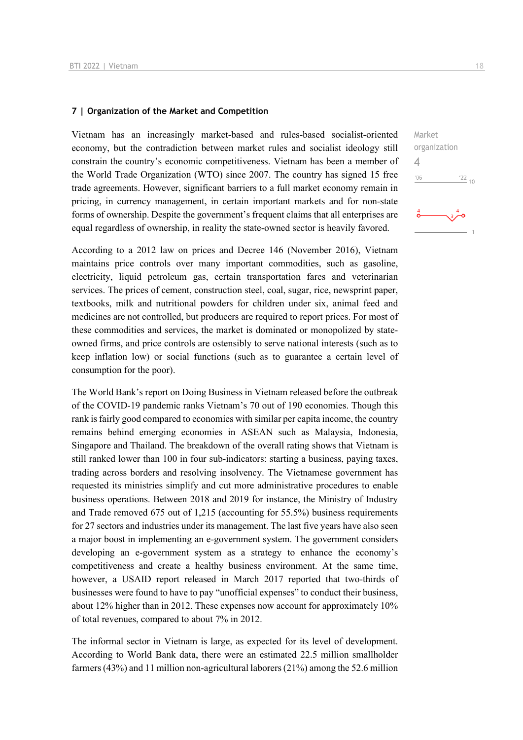## 7 | Organization of the Market and Competition

Vietnam has an increasingly market-based and rules-based socialist-oriented economy, but the contradiction between market rules and socialist ideology still constrain the country's economic competitiveness. Vietnam has been a member of the World Trade Organization (WTO) since 2007. The country has signed 15 free trade agreements. However, significant barriers to a full market economy remain in pricing, in currency management, in certain important markets and for non-state forms of ownership. Despite the government's frequent claims that all enterprises are equal regardless of ownership, in reality the state-owned sector is heavily favored.

Market organization
4

According to a 2012 law on prices and Decree 146 (November 2016), Vietnam maintains price controls over many important commodities, such as gasoline, electricity, liquid petroleum gas, certain transportation fares and veterinarian services. The prices of cement, construction steel, coal, sugar, rice, newsprint paper, textbooks, milk and nutritional powders for children under six, animal feed and medicines are not controlled, but producers are required to report prices. For most of these commodities and services, the market is dominated or monopolized by state-owned firms, and price controls are ostensibly to serve national interests (such as to keep inflation low) or social functions (such as to guarantee a certain level of consumption for the poor).

The World Bank's report on Doing Business in Vietnam released before the outbreak of the COVID-19 pandemic ranks Vietnam's 70 out of 190 economies. Though this rank is fairly good compared to economies with similar per capita income, the country remains behind emerging economies in ASEAN such as Malaysia, Indonesia, Singapore and Thailand. The breakdown of the overall rating shows that Vietnam is still ranked lower than 100 in four sub-indicators: starting a business, paying taxes, trading across borders and resolving insolvency. The Vietnamese government has requested its ministries simplify and cut more administrative procedures to enable business operations. Between 2018 and 2019 for instance, the Ministry of Industry and Trade removed 675 out of 1,215 (accounting for 55.5%) business requirements for 27 sectors and industries under its management. The last five years have also seen a major boost in implementing an e-government system. The government considers developing an e-government system as a strategy to enhance the economy's competitiveness and create a healthy business environment. At the same time, however, a USAID report released in March 2017 reported that two-thirds of businesses were found to have to pay "unofficial expenses" to conduct their business, about 12% higher than in 2012. These expenses now account for approximately 10% of total revenues, compared to about 7% in 2012.

The informal sector in Vietnam is large, as expected for its level of development. According to World Bank data, there were an estimated 22.5 million smallholder farmers (43%) and 11 million non-agricultural laborers (21%) among the 52.6 million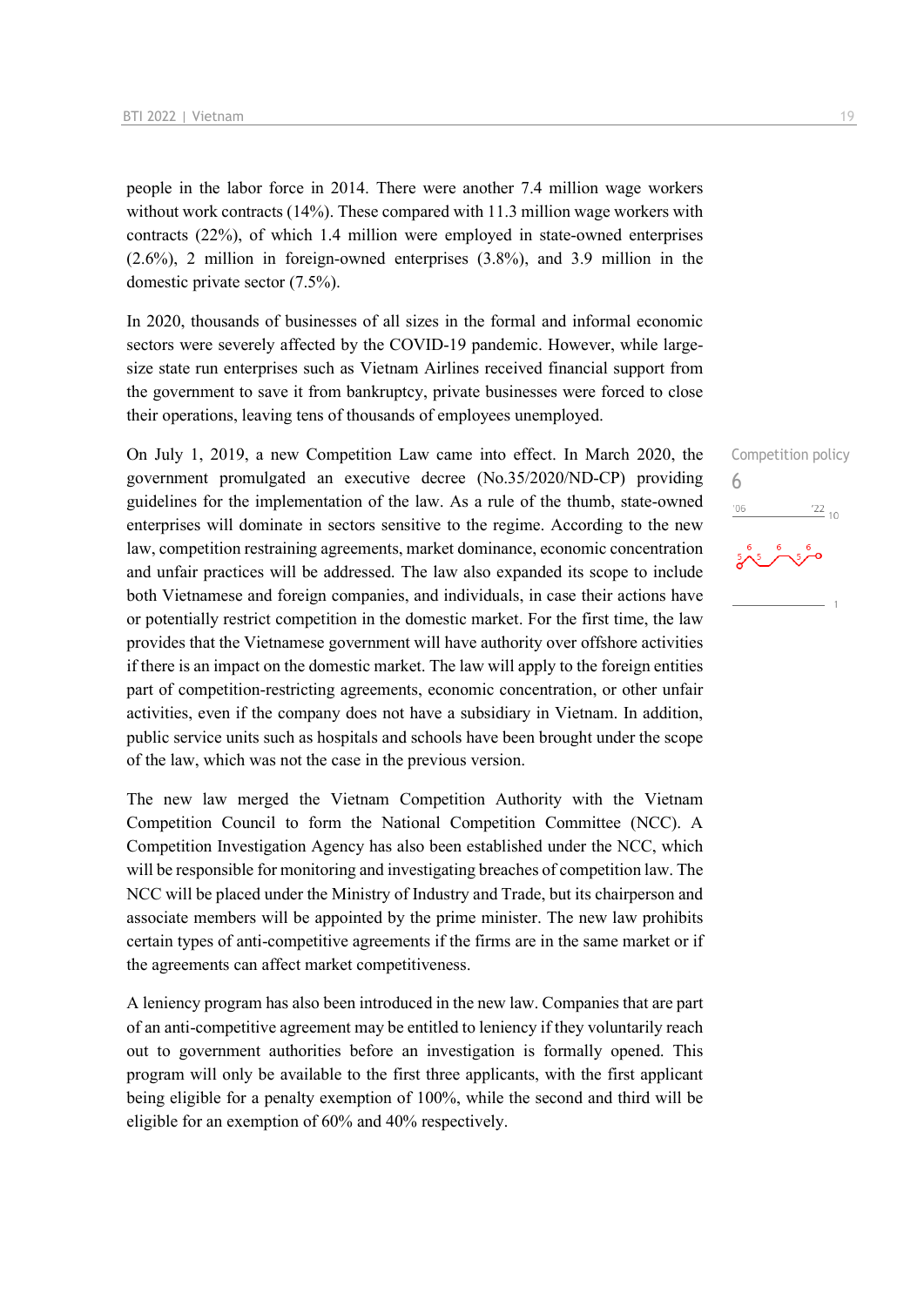people in the labor force in 2014. There were another 7.4 million wage workers without work contracts (14%). These compared with 11.3 million wage workers with contracts (22%), of which 1.4 million were employed in state-owned enterprises (2.6%), 2 million in foreign-owned enterprises (3.8%), and 3.9 million in the domestic private sector (7.5%).

In 2020, thousands of businesses of all sizes in the formal and informal economic sectors were severely affected by the COVID-19 pandemic. However, while large-size state run enterprises such as Vietnam Airlines received financial support from the government to save it from bankruptcy, private businesses were forced to close their operations, leaving tens of thousands of employees unemployed.

Competition policy
6

On July 1, 2019, a new Competition Law came into effect. In March 2020, the government promulgated an executive decree (No.35/2020/ND-CP) providing guidelines for the implementation of the law. As a rule of the thumb, state-owned enterprises will dominate in sectors sensitive to the regime. According to the new law, competition restraining agreements, market dominance, economic concentration and unfair practices will be addressed. The law also expanded its scope to include both Vietnamese and foreign companies, and individuals, in case their actions have or potentially restrict competition in the domestic market. For the first time, the law provides that the Vietnamese government will have authority over offshore activities if there is an impact on the domestic market. The law will apply to the foreign entities part of competition-restricting agreements, economic concentration, or other unfair activities, even if the company does not have a subsidiary in Vietnam. In addition, public service units such as hospitals and schools have been brought under the scope of the law, which was not the case in the previous version.

The new law merged the Vietnam Competition Authority with the Vietnam Competition Council to form the National Competition Committee (NCC). A Competition Investigation Agency has also been established under the NCC, which will be responsible for monitoring and investigating breaches of competition law. The NCC will be placed under the Ministry of Industry and Trade, but its chairperson and associate members will be appointed by the prime minister. The new law prohibits certain types of anti-competitive agreements if the firms are in the same market or if the agreements can affect market competitiveness.

A leniency program has also been introduced in the new law. Companies that are part of an anti-competitive agreement may be entitled to leniency if they voluntarily reach out to government authorities before an investigation is formally opened. This program will only be available to the first three applicants, with the first applicant being eligible for a penalty exemption of 100%, while the second and third will be eligible for an exemption of 60% and 40% respectively.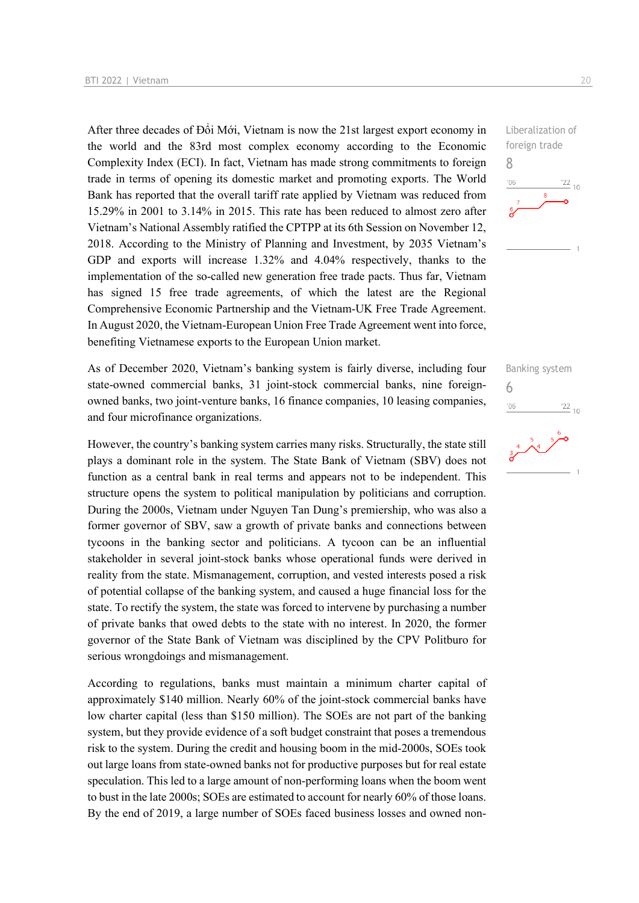After three decades of Đổi Mới, Vietnam is now the 21st largest export economy in the world and the 83rd most complex economy according to the Economic Complexity Index (ECI). In fact, Vietnam has made strong commitments to foreign trade in terms of opening its domestic market and promoting exports. The World Bank has reported that the overall tariff rate applied by Vietnam was reduced from 15.29% in 2001 to 3.14% in 2015. This rate has been reduced to almost zero after Vietnam's National Assembly ratified the CPTPP at its 6th Session on November 12, 2018. According to the Ministry of Planning and Investment, by 2035 Vietnam's GDP and exports will increase 1.32% and 4.04% respectively, thanks to the implementation of the so-called new generation free trade pacts. Thus far, Vietnam has signed 15 free trade agreements, of which the latest are the Regional Comprehensive Economic Partnership and the Vietnam-UK Free Trade Agreement. In August 2020, the Vietnam-European Union Free Trade Agreement went into force, benefiting Vietnamese exports to the European Union market.

Liberalization of foreign trade
8

As of December 2020, Vietnam's banking system is fairly diverse, including four state-owned commercial banks, 31 joint-stock commercial banks, nine foreign-owned banks, two joint-venture banks, 16 finance companies, 10 leasing companies, and four microfinance organizations.

Banking system
6

However, the country's banking system carries many risks. Structurally, the state still plays a dominant role in the system. The State Bank of Vietnam (SBV) does not function as a central bank in real terms and appears not to be independent. This structure opens the system to political manipulation by politicians and corruption. During the 2000s, Vietnam under Nguyen Tan Dung's premiership, who was also a former governor of SBV, saw a growth of private banks and connections between tycoons in the banking sector and politicians. A tycoon can be an influential stakeholder in several joint-stock banks whose operational funds were derived in reality from the state. Mismanagement, corruption, and vested interests posed a risk of potential collapse of the banking system, and caused a huge financial loss for the state. To rectify the system, the state was forced to intervene by purchasing a number of private banks that owed debts to the state with no interest. In 2020, the former governor of the State Bank of Vietnam was disciplined by the CPV Politburo for serious wrongdoings and mismanagement.

According to regulations, banks must maintain a minimum charter capital of approximately $140 million. Nearly 60% of the joint-stock commercial banks have low charter capital (less than $150 million). The SOEs are not part of the banking system, but they provide evidence of a soft budget constraint that poses a tremendous risk to the system. During the credit and housing boom in the mid-2000s, SOEs took out large loans from state-owned banks not for productive purposes but for real estate speculation. This led to a large amount of non-performing loans when the boom went to bust in the late 2000s; SOEs are estimated to account for nearly 60% of those loans. By the end of 2019, a large number of SOEs faced business losses and owned non-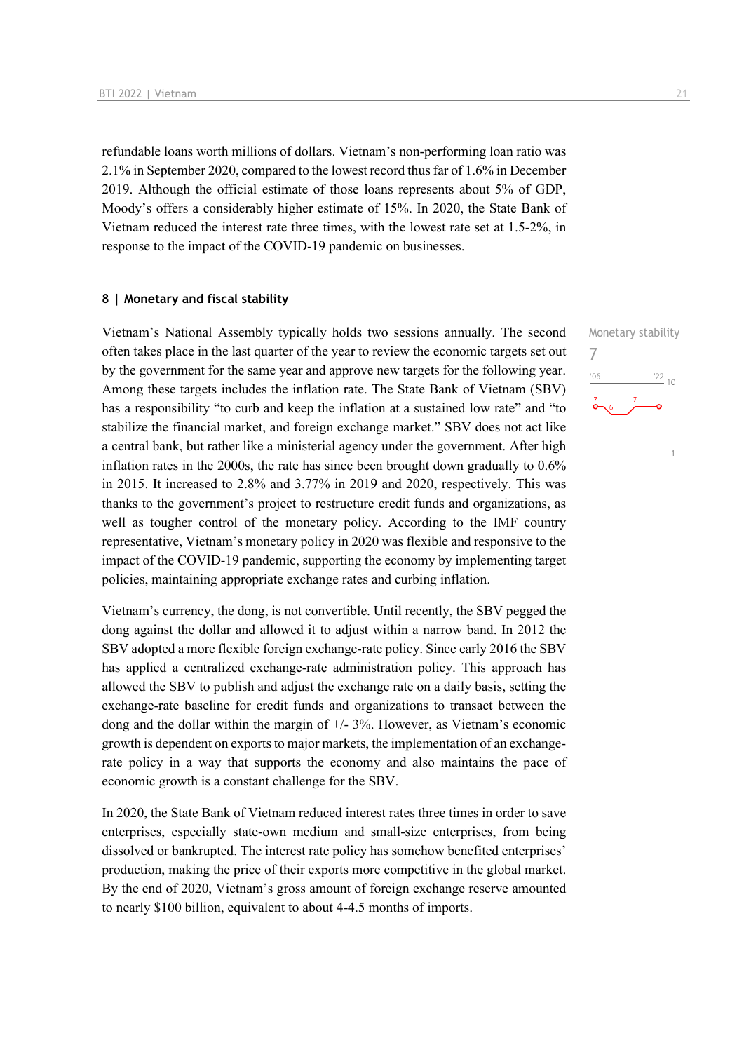refundable loans worth millions of dollars. Vietnam's non-performing loan ratio was 2.1% in September 2020, compared to the lowest record thus far of 1.6% in December 2019. Although the official estimate of those loans represents about 5% of GDP, Moody's offers a considerably higher estimate of 15%. In 2020, the State Bank of Vietnam reduced the interest rate three times, with the lowest rate set at 1.5-2%, in response to the impact of the COVID-19 pandemic on businesses.

### 8 | Monetary and fiscal stability

Monetary stability

7

Vietnam's National Assembly typically holds two sessions annually. The second often takes place in the last quarter of the year to review the economic targets set out by the government for the same year and approve new targets for the following year. Among these targets includes the inflation rate. The State Bank of Vietnam (SBV) has a responsibility "to curb and keep the inflation at a sustained low rate" and "to stabilize the financial market, and foreign exchange market." SBV does not act like a central bank, but rather like a ministerial agency under the government. After high inflation rates in the 2000s, the rate has since been brought down gradually to 0.6% in 2015. It increased to 2.8% and 3.77% in 2019 and 2020, respectively. This was thanks to the government's project to restructure credit funds and organizations, as well as tougher control of the monetary policy. According to the IMF country representative, Vietnam's monetary policy in 2020 was flexible and responsive to the impact of the COVID-19 pandemic, supporting the economy by implementing target policies, maintaining appropriate exchange rates and curbing inflation.

Vietnam's currency, the dong, is not convertible. Until recently, the SBV pegged the dong against the dollar and allowed it to adjust within a narrow band. In 2012 the SBV adopted a more flexible foreign exchange-rate policy. Since early 2016 the SBV has applied a centralized exchange-rate administration policy. This approach has allowed the SBV to publish and adjust the exchange rate on a daily basis, setting the exchange-rate baseline for credit funds and organizations to transact between the dong and the dollar within the margin of +/- 3%. However, as Vietnam's economic growth is dependent on exports to major markets, the implementation of an exchange-rate policy in a way that supports the economy and also maintains the pace of economic growth is a constant challenge for the SBV.

In 2020, the State Bank of Vietnam reduced interest rates three times in order to save enterprises, especially state-own medium and small-size enterprises, from being dissolved or bankrupted. The interest rate policy has somehow benefited enterprises' production, making the price of their exports more competitive in the global market. By the end of 2020, Vietnam's gross amount of foreign exchange reserve amounted to nearly $100 billion, equivalent to about 4-4.5 months of imports.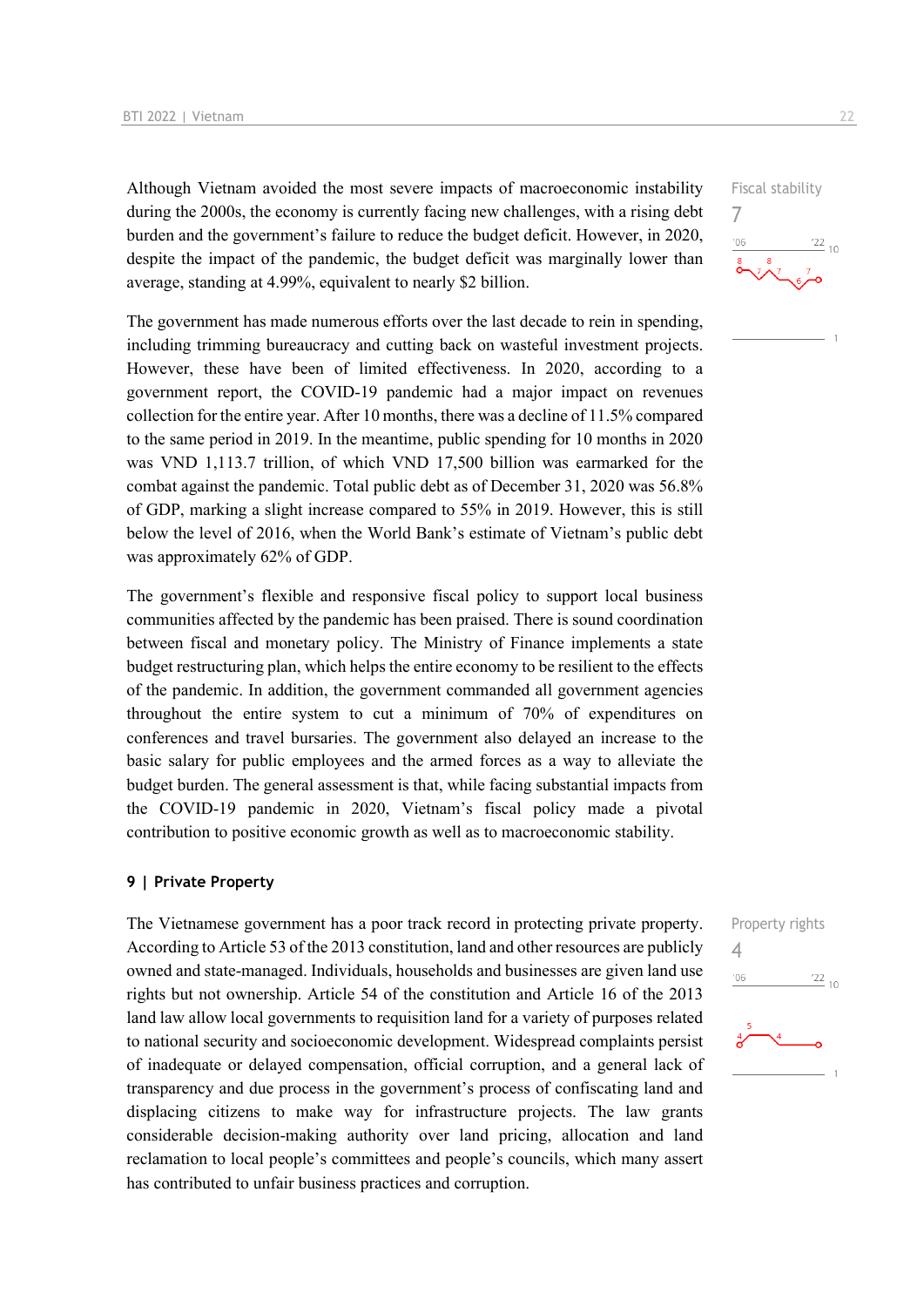Although Vietnam avoided the most severe impacts of macroeconomic instability during the 2000s, the economy is currently facing new challenges, with a rising debt burden and the government's failure to reduce the budget deficit. However, in 2020, despite the impact of the pandemic, the budget deficit was marginally lower than average, standing at 4.99%, equivalent to nearly $2 billion.

Fiscal stability
7

The government has made numerous efforts over the last decade to rein in spending, including trimming bureaucracy and cutting back on wasteful investment projects. However, these have been of limited effectiveness. In 2020, according to a government report, the COVID-19 pandemic had a major impact on revenues collection for the entire year. After 10 months, there was a decline of 11.5% compared to the same period in 2019. In the meantime, public spending for 10 months in 2020 was VND 1,113.7 trillion, of which VND 17,500 billion was earmarked for the combat against the pandemic. Total public debt as of December 31, 2020 was 56.8% of GDP, marking a slight increase compared to 55% in 2019. However, this is still below the level of 2016, when the World Bank's estimate of Vietnam's public debt was approximately 62% of GDP.

The government's flexible and responsive fiscal policy to support local business communities affected by the pandemic has been praised. There is sound coordination between fiscal and monetary policy. The Ministry of Finance implements a state budget restructuring plan, which helps the entire economy to be resilient to the effects of the pandemic. In addition, the government commanded all government agencies throughout the entire system to cut a minimum of 70% of expenditures on conferences and travel bursaries. The government also delayed an increase to the basic salary for public employees and the armed forces as a way to alleviate the budget burden. The general assessment is that, while facing substantial impacts from the COVID-19 pandemic in 2020, Vietnam's fiscal policy made a pivotal contribution to positive economic growth as well as to macroeconomic stability.

## 9 | Private Property

The Vietnamese government has a poor track record in protecting private property. According to Article 53 of the 2013 constitution, land and other resources are publicly owned and state-managed. Individuals, households and businesses are given land use rights but not ownership. Article 54 of the constitution and Article 16 of the 2013 land law allow local governments to requisition land for a variety of purposes related to national security and socioeconomic development. Widespread complaints persist of inadequate or delayed compensation, official corruption, and a general lack of transparency and due process in the government's process of confiscating land and displacing citizens to make way for infrastructure projects. The law grants considerable decision-making authority over land pricing, allocation and land reclamation to local people's committees and people's councils, which many assert has contributed to unfair business practices and corruption.

Property rights
4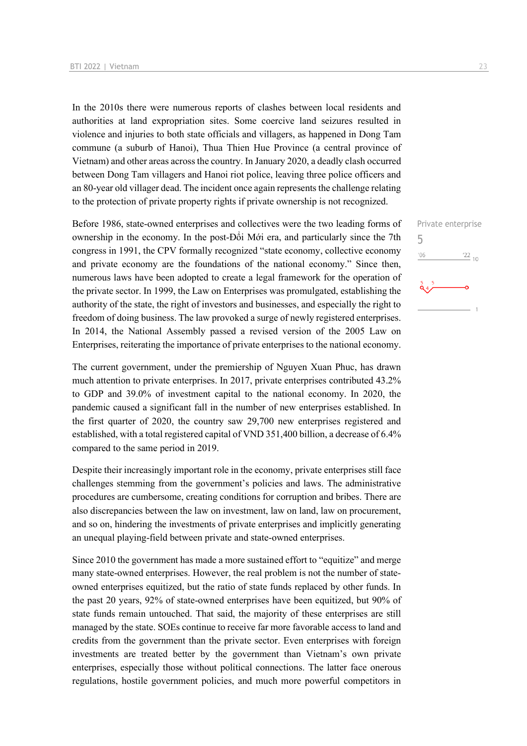In the 2010s there were numerous reports of clashes between local residents and authorities at land expropriation sites. Some coercive land seizures resulted in violence and injuries to both state officials and villagers, as happened in Dong Tam commune (a suburb of Hanoi), Thua Thien Hue Province (a central province of Vietnam) and other areas across the country. In January 2020, a deadly clash occurred between Dong Tam villagers and Hanoi riot police, leaving three police officers and an 80-year old villager dead. The incident once again represents the challenge relating to the protection of private property rights if private ownership is not recognized.

Private enterprise
5

Before 1986, state-owned enterprises and collectives were the two leading forms of ownership in the economy. In the post-Đổi Mới era, and particularly since the 7th congress in 1991, the CPV formally recognized "state economy, collective economy and private economy are the foundations of the national economy." Since then, numerous laws have been adopted to create a legal framework for the operation of the private sector. In 1999, the Law on Enterprises was promulgated, establishing the authority of the state, the right of investors and businesses, and especially the right to freedom of doing business. The law provoked a surge of newly registered enterprises. In 2014, the National Assembly passed a revised version of the 2005 Law on Enterprises, reiterating the importance of private enterprises to the national economy.

The current government, under the premiership of Nguyen Xuan Phuc, has drawn much attention to private enterprises. In 2017, private enterprises contributed 43.2% to GDP and 39.0% of investment capital to the national economy. In 2020, the pandemic caused a significant fall in the number of new enterprises established. In the first quarter of 2020, the country saw 29,700 new enterprises registered and established, with a total registered capital of VND 351,400 billion, a decrease of 6.4% compared to the same period in 2019.

Despite their increasingly important role in the economy, private enterprises still face challenges stemming from the government's policies and laws. The administrative procedures are cumbersome, creating conditions for corruption and bribes. There are also discrepancies between the law on investment, law on land, law on procurement, and so on, hindering the investments of private enterprises and implicitly generating an unequal playing-field between private and state-owned enterprises.

Since 2010 the government has made a more sustained effort to "equitize" and merge many state-owned enterprises. However, the real problem is not the number of state-owned enterprises equitized, but the ratio of state funds replaced by other funds. In the past 20 years, 92% of state-owned enterprises have been equitized, but 90% of state funds remain untouched. That said, the majority of these enterprises are still managed by the state. SOEs continue to receive far more favorable access to land and credits from the government than the private sector. Even enterprises with foreign investments are treated better by the government than Vietnam's own private enterprises, especially those without political connections. The latter face onerous regulations, hostile government policies, and much more powerful competitors in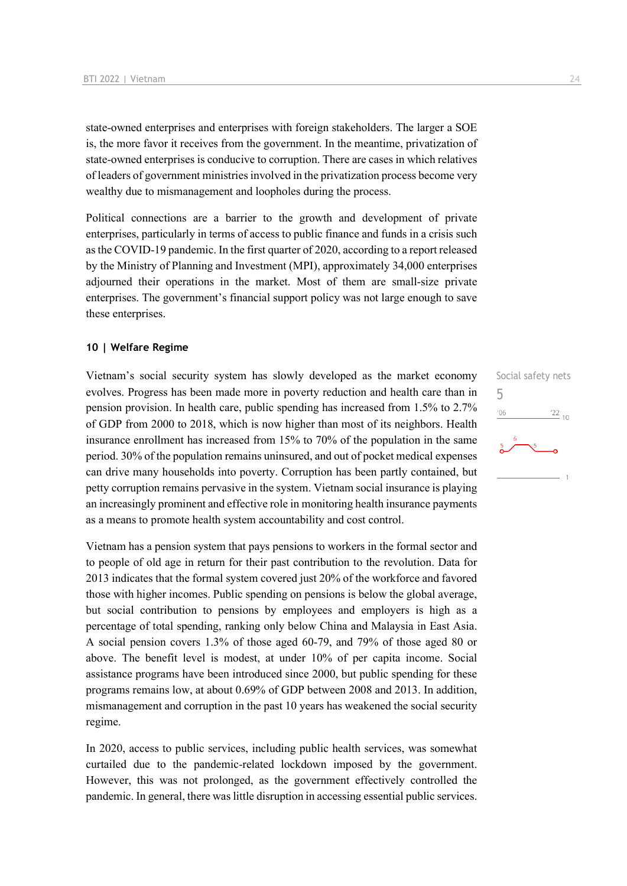state-owned enterprises and enterprises with foreign stakeholders. The larger a SOE is, the more favor it receives from the government. In the meantime, privatization of state-owned enterprises is conducive to corruption. There are cases in which relatives of leaders of government ministries involved in the privatization process become very wealthy due to mismanagement and loopholes during the process.

Political connections are a barrier to the growth and development of private enterprises, particularly in terms of access to public finance and funds in a crisis such as the COVID-19 pandemic. In the first quarter of 2020, according to a report released by the Ministry of Planning and Investment (MPI), approximately 34,000 enterprises adjourned their operations in the market. Most of them are small-size private enterprises. The government's financial support policy was not large enough to save these enterprises.

## 10 | Welfare Regime

Social safety nets
5

Vietnam's social security system has slowly developed as the market economy evolves. Progress has been made more in poverty reduction and health care than in pension provision. In health care, public spending has increased from 1.5% to 2.7% of GDP from 2000 to 2018, which is now higher than most of its neighbors. Health insurance enrollment has increased from 15% to 70% of the population in the same period. 30% of the population remains uninsured, and out of pocket medical expenses can drive many households into poverty. Corruption has been partly contained, but petty corruption remains pervasive in the system. Vietnam social insurance is playing an increasingly prominent and effective role in monitoring health insurance payments as a means to promote health system accountability and cost control.

Vietnam has a pension system that pays pensions to workers in the formal sector and to people of old age in return for their past contribution to the revolution. Data for 2013 indicates that the formal system covered just 20% of the workforce and favored those with higher incomes. Public spending on pensions is below the global average, but social contribution to pensions by employees and employers is high as a percentage of total spending, ranking only below China and Malaysia in East Asia. A social pension covers 1.3% of those aged 60-79, and 79% of those aged 80 or above. The benefit level is modest, at under 10% of per capita income. Social assistance programs have been introduced since 2000, but public spending for these programs remains low, at about 0.69% of GDP between 2008 and 2013. In addition, mismanagement and corruption in the past 10 years has weakened the social security regime.

In 2020, access to public services, including public health services, was somewhat curtailed due to the pandemic-related lockdown imposed by the government. However, this was not prolonged, as the government effectively controlled the pandemic. In general, there was little disruption in accessing essential public services.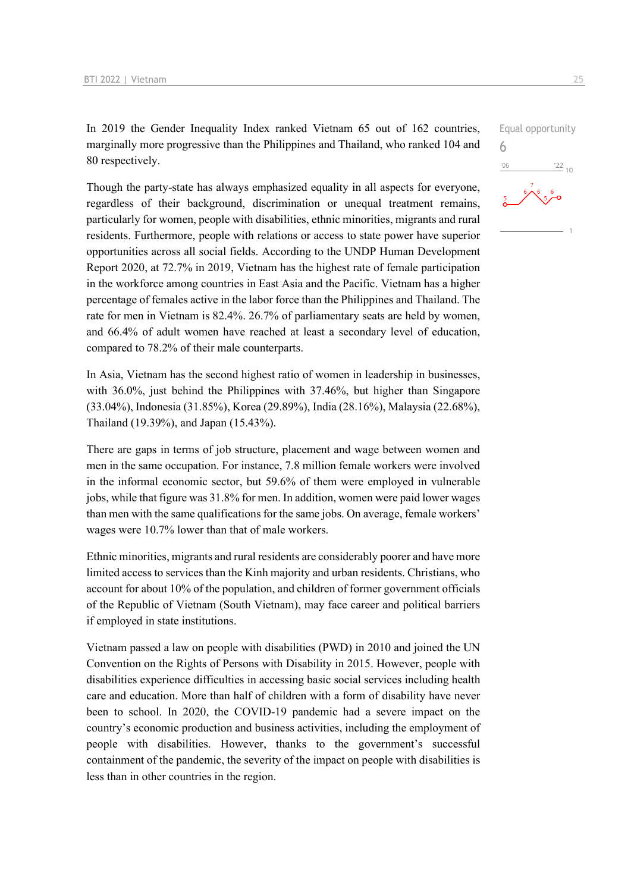In 2019 the Gender Inequality Index ranked Vietnam 65 out of 162 countries, marginally more progressive than the Philippines and Thailand, who ranked 104 and 80 respectively.

Equal opportunity
6

Though the party-state has always emphasized equality in all aspects for everyone, regardless of their background, discrimination or unequal treatment remains, particularly for women, people with disabilities, ethnic minorities, migrants and rural residents. Furthermore, people with relations or access to state power have superior opportunities across all social fields. According to the UNDP Human Development Report 2020, at 72.7% in 2019, Vietnam has the highest rate of female participation in the workforce among countries in East Asia and the Pacific. Vietnam has a higher percentage of females active in the labor force than the Philippines and Thailand. The rate for men in Vietnam is 82.4%. 26.7% of parliamentary seats are held by women, and 66.4% of adult women have reached at least a secondary level of education, compared to 78.2% of their male counterparts.

In Asia, Vietnam has the second highest ratio of women in leadership in businesses, with 36.0%, just behind the Philippines with 37.46%, but higher than Singapore (33.04%), Indonesia (31.85%), Korea (29.89%), India (28.16%), Malaysia (22.68%), Thailand (19.39%), and Japan (15.43%).

There are gaps in terms of job structure, placement and wage between women and men in the same occupation. For instance, 7.8 million female workers were involved in the informal economic sector, but 59.6% of them were employed in vulnerable jobs, while that figure was 31.8% for men. In addition, women were paid lower wages than men with the same qualifications for the same jobs. On average, female workers' wages were 10.7% lower than that of male workers.

Ethnic minorities, migrants and rural residents are considerably poorer and have more limited access to services than the Kinh majority and urban residents. Christians, who account for about 10% of the population, and children of former government officials of the Republic of Vietnam (South Vietnam), may face career and political barriers if employed in state institutions.

Vietnam passed a law on people with disabilities (PWD) in 2010 and joined the UN Convention on the Rights of Persons with Disability in 2015. However, people with disabilities experience difficulties in accessing basic social services including health care and education. More than half of children with a form of disability have never been to school. In 2020, the COVID-19 pandemic had a severe impact on the country's economic production and business activities, including the employment of people with disabilities. However, thanks to the government's successful containment of the pandemic, the severity of the impact on people with disabilities is less than in other countries in the region.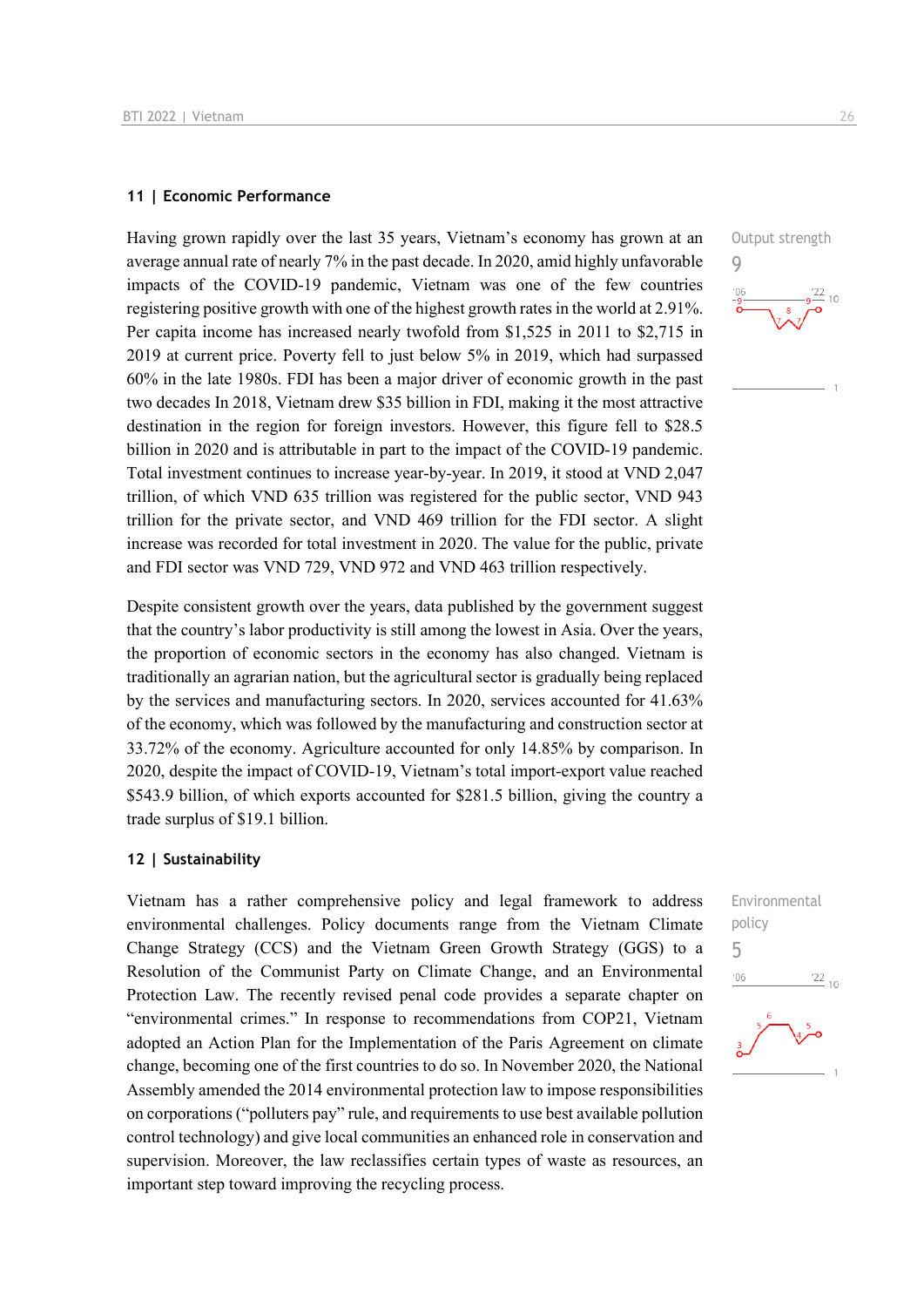## 11 | Economic Performance

Having grown rapidly over the last 35 years, Vietnam's economy has grown at an average annual rate of nearly 7% in the past decade. In 2020, amid highly unfavorable impacts of the COVID-19 pandemic, Vietnam was one of the few countries registering positive growth with one of the highest growth rates in the world at 2.91%. Per capita income has increased nearly twofold from $1,525 in 2011 to $2,715 in 2019 at current price. Poverty fell to just below 5% in 2019, which had surpassed 60% in the late 1980s. FDI has been a major driver of economic growth in the past two decades In 2018, Vietnam drew $35 billion in FDI, making it the most attractive destination in the region for foreign investors. However, this figure fell to $28.5 billion in 2020 and is attributable in part to the impact of the COVID-19 pandemic. Total investment continues to increase year-by-year. In 2019, it stood at VND 2,047 trillion, of which VND 635 trillion was registered for the public sector, VND 943 trillion for the private sector, and VND 469 trillion for the FDI sector. A slight increase was recorded for total investment in 2020. The value for the public, private and FDI sector was VND 729, VND 972 and VND 463 trillion respectively.

Output strength
9

Despite consistent growth over the years, data published by the government suggest that the country's labor productivity is still among the lowest in Asia. Over the years, the proportion of economic sectors in the economy has also changed. Vietnam is traditionally an agrarian nation, but the agricultural sector is gradually being replaced by the services and manufacturing sectors. In 2020, services accounted for 41.63% of the economy, which was followed by the manufacturing and construction sector at 33.72% of the economy. Agriculture accounted for only 14.85% by comparison. In 2020, despite the impact of COVID-19, Vietnam's total import-export value reached $543.9 billion, of which exports accounted for $281.5 billion, giving the country a trade surplus of $19.1 billion.

## 12 | Sustainability

Vietnam has a rather comprehensive policy and legal framework to address environmental challenges. Policy documents range from the Vietnam Climate Change Strategy (CCS) and the Vietnam Green Growth Strategy (GGS) to a Resolution of the Communist Party on Climate Change, and an Environmental Protection Law. The recently revised penal code provides a separate chapter on "environmental crimes." In response to recommendations from COP21, Vietnam adopted an Action Plan for the Implementation of the Paris Agreement on climate change, becoming one of the first countries to do so. In November 2020, the National Assembly amended the 2014 environmental protection law to impose responsibilities on corporations ("polluters pay" rule, and requirements to use best available pollution control technology) and give local communities an enhanced role in conservation and supervision. Moreover, the law reclassifies certain types of waste as resources, an important step toward improving the recycling process.

Environmental policy
5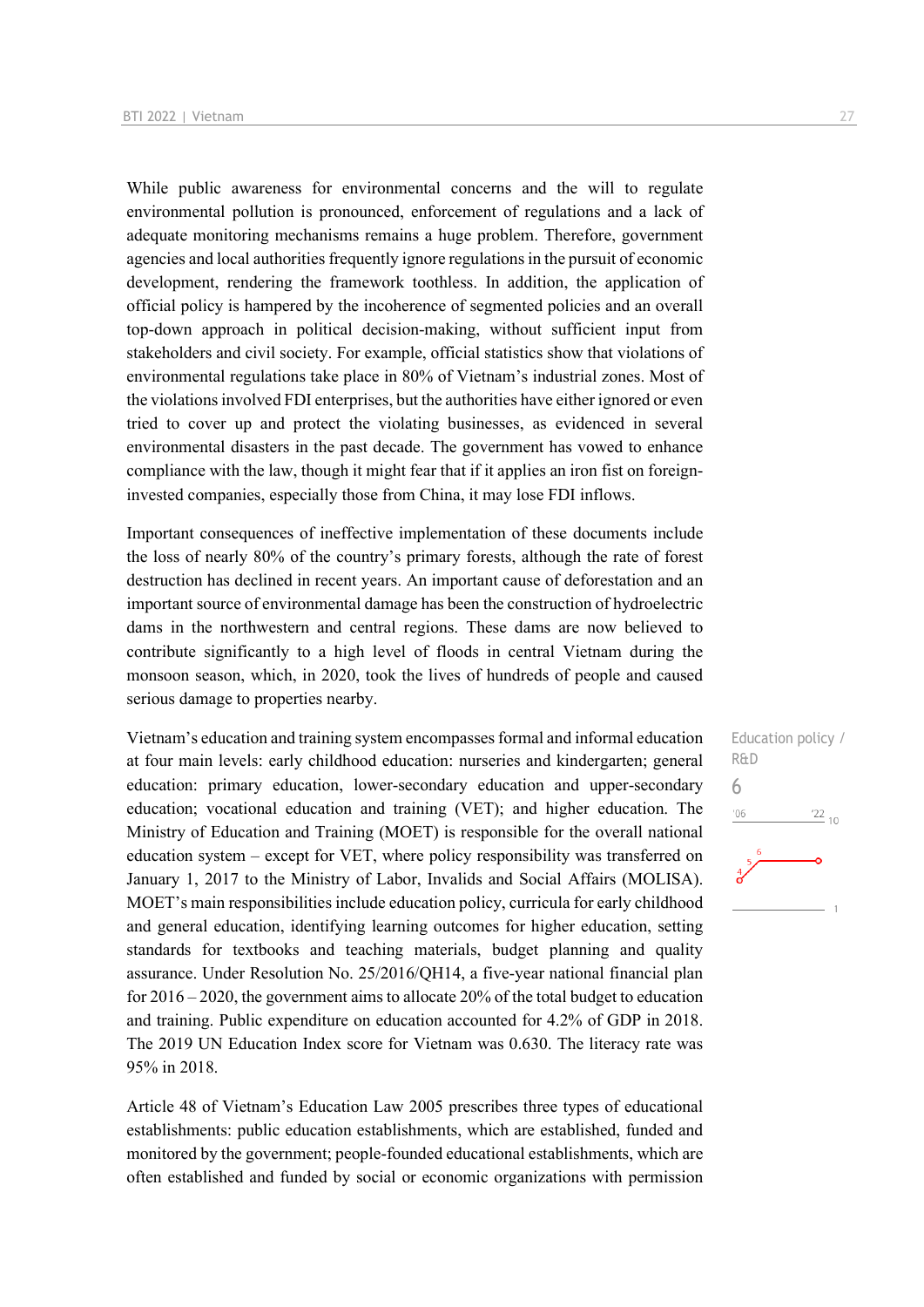While public awareness for environmental concerns and the will to regulate environmental pollution is pronounced, enforcement of regulations and a lack of adequate monitoring mechanisms remains a huge problem. Therefore, government agencies and local authorities frequently ignore regulations in the pursuit of economic development, rendering the framework toothless. In addition, the application of official policy is hampered by the incoherence of segmented policies and an overall top-down approach in political decision-making, without sufficient input from stakeholders and civil society. For example, official statistics show that violations of environmental regulations take place in 80% of Vietnam's industrial zones. Most of the violations involved FDI enterprises, but the authorities have either ignored or even tried to cover up and protect the violating businesses, as evidenced in several environmental disasters in the past decade. The government has vowed to enhance compliance with the law, though it might fear that if it applies an iron fist on foreign-invested companies, especially those from China, it may lose FDI inflows.

Important consequences of ineffective implementation of these documents include the loss of nearly 80% of the country's primary forests, although the rate of forest destruction has declined in recent years. An important cause of deforestation and an important source of environmental damage has been the construction of hydroelectric dams in the northwestern and central regions. These dams are now believed to contribute significantly to a high level of floods in central Vietnam during the monsoon season, which, in 2020, took the lives of hundreds of people and caused serious damage to properties nearby.

Education policy / R&D

6

Vietnam's education and training system encompasses formal and informal education at four main levels: early childhood education: nurseries and kindergarten; general education: primary education, lower-secondary education and upper-secondary education; vocational education and training (VET); and higher education. The Ministry of Education and Training (MOET) is responsible for the overall national education system – except for VET, where policy responsibility was transferred on January 1, 2017 to the Ministry of Labor, Invalids and Social Affairs (MOLISA). MOET's main responsibilities include education policy, curricula for early childhood and general education, identifying learning outcomes for higher education, setting standards for textbooks and teaching materials, budget planning and quality assurance. Under Resolution No. 25/2016/QH14, a five-year national financial plan for 2016 – 2020, the government aims to allocate 20% of the total budget to education and training. Public expenditure on education accounted for 4.2% of GDP in 2018. The 2019 UN Education Index score for Vietnam was 0.630. The literacy rate was 95% in 2018.

Article 48 of Vietnam's Education Law 2005 prescribes three types of educational establishments: public education establishments, which are established, funded and monitored by the government; people-founded educational establishments, which are often established and funded by social or economic organizations with permission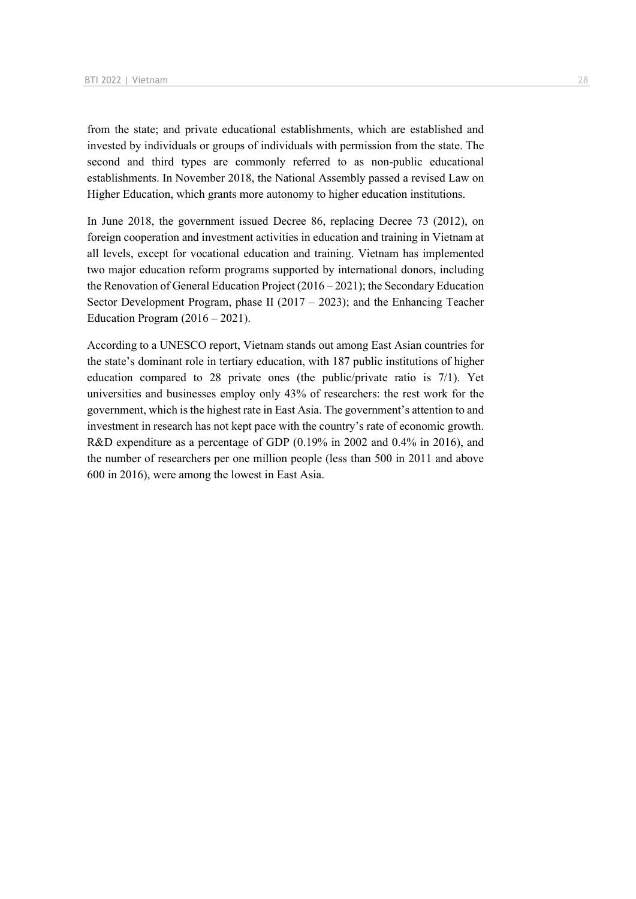from the state; and private educational establishments, which are established and invested by individuals or groups of individuals with permission from the state. The second and third types are commonly referred to as non-public educational establishments. In November 2018, the National Assembly passed a revised Law on Higher Education, which grants more autonomy to higher education institutions.

In June 2018, the government issued Decree 86, replacing Decree 73 (2012), on foreign cooperation and investment activities in education and training in Vietnam at all levels, except for vocational education and training. Vietnam has implemented two major education reform programs supported by international donors, including the Renovation of General Education Project (2016 – 2021); the Secondary Education Sector Development Program, phase II (2017 – 2023); and the Enhancing Teacher Education Program (2016 – 2021).

According to a UNESCO report, Vietnam stands out among East Asian countries for the state's dominant role in tertiary education, with 187 public institutions of higher education compared to 28 private ones (the public/private ratio is 7/1). Yet universities and businesses employ only 43% of researchers: the rest work for the government, which is the highest rate in East Asia. The government's attention to and investment in research has not kept pace with the country's rate of economic growth. R&D expenditure as a percentage of GDP (0.19% in 2002 and 0.4% in 2016), and the number of researchers per one million people (less than 500 in 2011 and above 600 in 2016), were among the lowest in East Asia.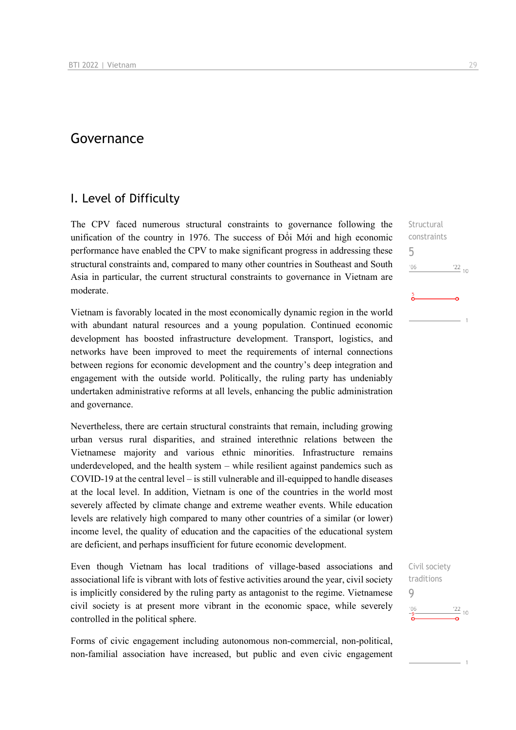## Governance

### I. Level of Difficulty

Structural constraints
5

The CPV faced numerous structural constraints to governance following the unification of the country in 1976. The success of Đổi Mới and high economic performance have enabled the CPV to make significant progress in addressing these structural constraints and, compared to many other countries in Southeast and South Asia in particular, the current structural constraints to governance in Vietnam are moderate.

Vietnam is favorably located in the most economically dynamic region in the world with abundant natural resources and a young population. Continued economic development has boosted infrastructure development. Transport, logistics, and networks have been improved to meet the requirements of internal connections between regions for economic development and the country's deep integration and engagement with the outside world. Politically, the ruling party has undeniably undertaken administrative reforms at all levels, enhancing the public administration and governance.

Nevertheless, there are certain structural constraints that remain, including growing urban versus rural disparities, and strained interethnic relations between the Vietnamese majority and various ethnic minorities. Infrastructure remains underdeveloped, and the health system – while resilient against pandemics such as COVID-19 at the central level – is still vulnerable and ill-equipped to handle diseases at the local level. In addition, Vietnam is one of the countries in the world most severely affected by climate change and extreme weather events. While education levels are relatively high compared to many other countries of a similar (or lower) income level, the quality of education and the capacities of the educational system are deficient, and perhaps insufficient for future economic development.

Civil society traditions
9

Even though Vietnam has local traditions of village-based associations and associational life is vibrant with lots of festive activities around the year, civil society is implicitly considered by the ruling party as antagonist to the regime. Vietnamese civil society is at present more vibrant in the economic space, while severely controlled in the political sphere.

Forms of civic engagement including autonomous non-commercial, non-political, non-familial association have increased, but public and even civic engagement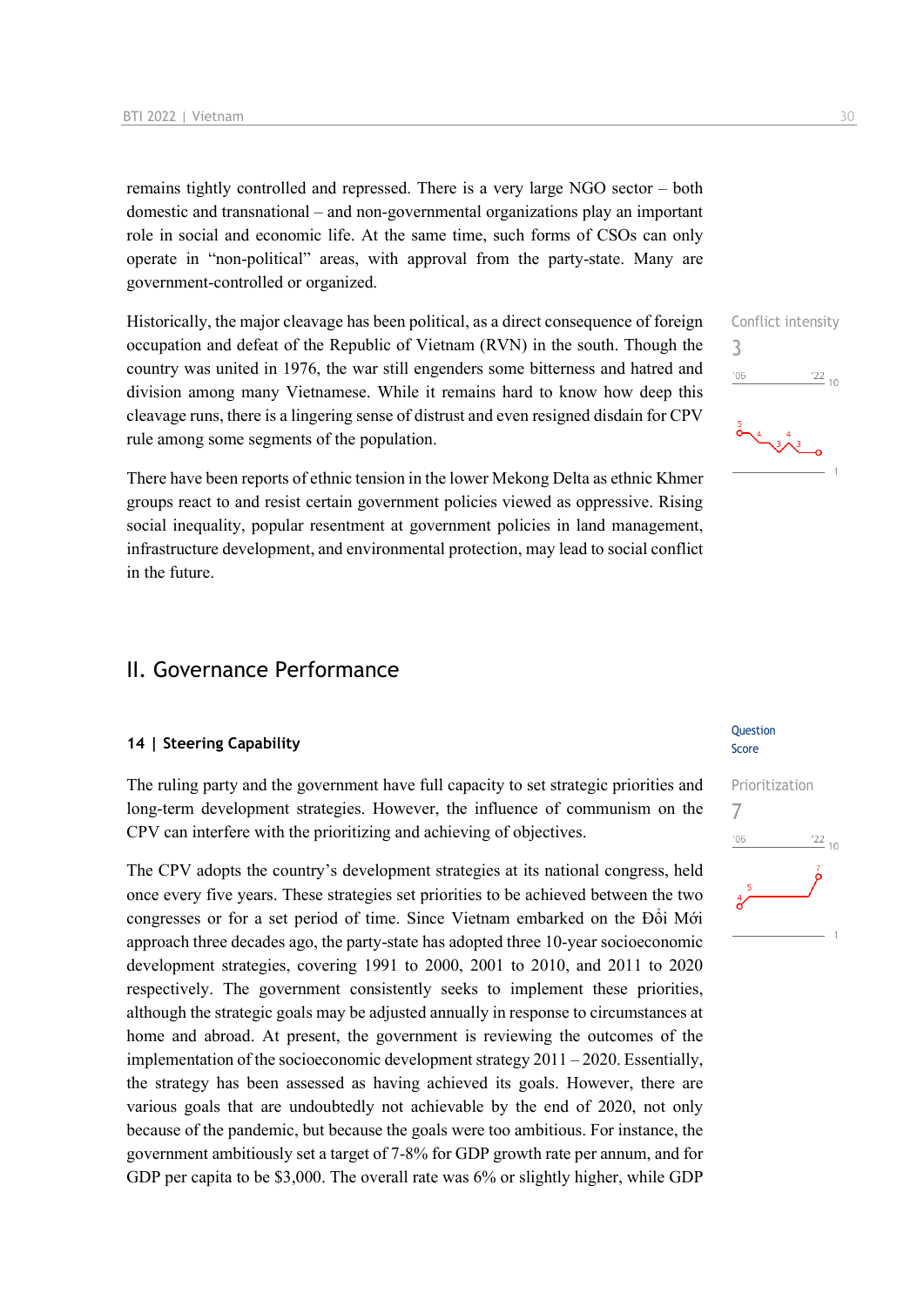remains tightly controlled and repressed. There is a very large NGO sector – both domestic and transnational – and non-governmental organizations play an important role in social and economic life. At the same time, such forms of CSOs can only operate in "non-political" areas, with approval from the party-state. Many are government-controlled or organized.

Conflict intensity
3

Historically, the major cleavage has been political, as a direct consequence of foreign occupation and defeat of the Republic of Vietnam (RVN) in the south. Though the country was united in 1976, the war still engenders some bitterness and hatred and division among many Vietnamese. While it remains hard to know how deep this cleavage runs, there is a lingering sense of distrust and even resigned disdain for CPV rule among some segments of the population.

There have been reports of ethnic tension in the lower Mekong Delta as ethnic Khmer groups react to and resist certain government policies viewed as oppressive. Rising social inequality, popular resentment at government policies in land management, infrastructure development, and environmental protection, may lead to social conflict in the future.

# II. Governance Performance

### 14 | Steering Capability

Question Score

Prioritization
7

The ruling party and the government have full capacity to set strategic priorities and long-term development strategies. However, the influence of communism on the CPV can interfere with the prioritizing and achieving of objectives.

The CPV adopts the country's development strategies at its national congress, held once every five years. These strategies set priorities to be achieved between the two congresses or for a set period of time. Since Vietnam embarked on the Đổi Mới approach three decades ago, the party-state has adopted three 10-year socioeconomic development strategies, covering 1991 to 2000, 2001 to 2010, and 2011 to 2020 respectively. The government consistently seeks to implement these priorities, although the strategic goals may be adjusted annually in response to circumstances at home and abroad. At present, the government is reviewing the outcomes of the implementation of the socioeconomic development strategy 2011 – 2020. Essentially, the strategy has been assessed as having achieved its goals. However, there are various goals that are undoubtedly not achievable by the end of 2020, not only because of the pandemic, but because the goals were too ambitious. For instance, the government ambitiously set a target of 7-8% for GDP growth rate per annum, and for GDP per capita to be $3,000. The overall rate was 6% or slightly higher, while GDP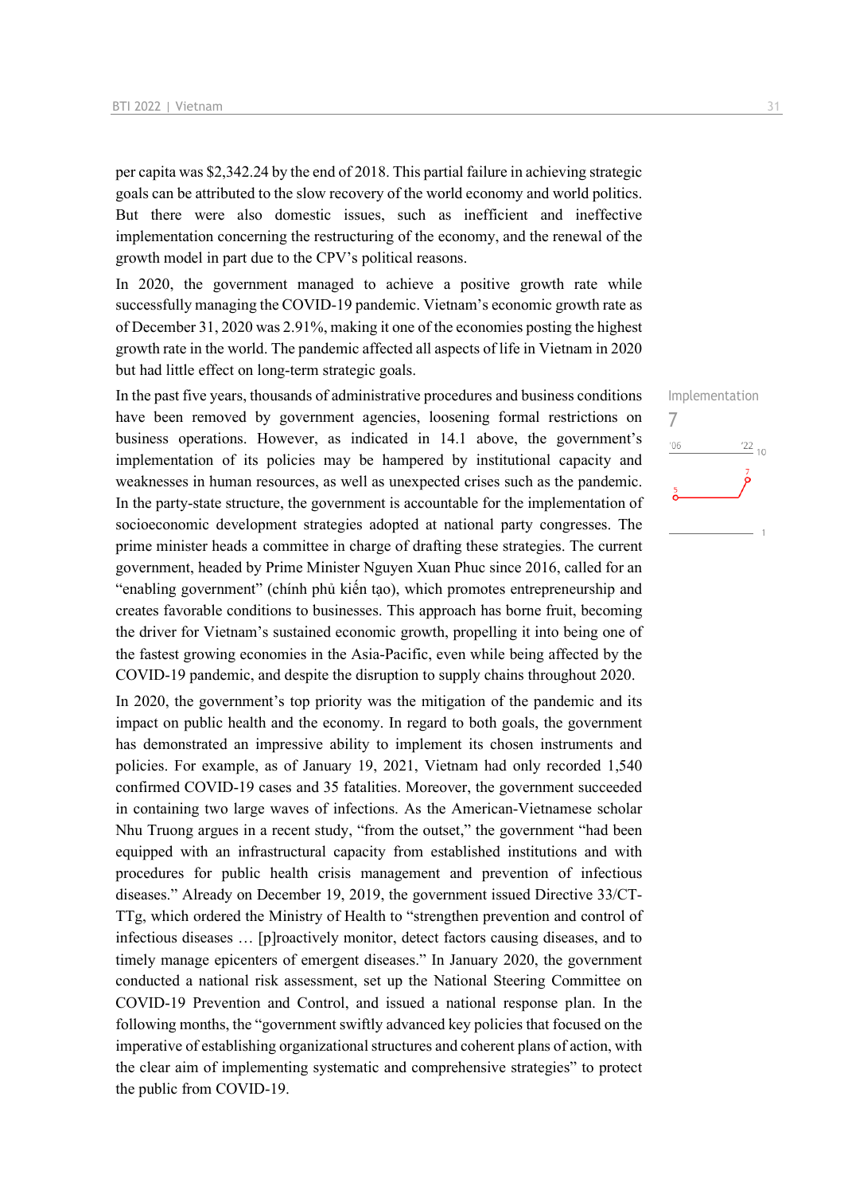per capita was $2,342.24 by the end of 2018. This partial failure in achieving strategic goals can be attributed to the slow recovery of the world economy and world politics. But there were also domestic issues, such as inefficient and ineffective implementation concerning the restructuring of the economy, and the renewal of the growth model in part due to the CPV's political reasons.

In 2020, the government managed to achieve a positive growth rate while successfully managing the COVID-19 pandemic. Vietnam's economic growth rate as of December 31, 2020 was 2.91%, making it one of the economies posting the highest growth rate in the world. The pandemic affected all aspects of life in Vietnam in 2020 but had little effect on long-term strategic goals.

Implementation
7

In the past five years, thousands of administrative procedures and business conditions have been removed by government agencies, loosening formal restrictions on business operations. However, as indicated in 14.1 above, the government's implementation of its policies may be hampered by institutional capacity and weaknesses in human resources, as well as unexpected crises such as the pandemic. In the party-state structure, the government is accountable for the implementation of socioeconomic development strategies adopted at national party congresses. The prime minister heads a committee in charge of drafting these strategies. The current government, headed by Prime Minister Nguyen Xuan Phuc since 2016, called for an "enabling government" (chính phủ kiến tạo), which promotes entrepreneurship and creates favorable conditions to businesses. This approach has borne fruit, becoming the driver for Vietnam's sustained economic growth, propelling it into being one of the fastest growing economies in the Asia-Pacific, even while being affected by the COVID-19 pandemic, and despite the disruption to supply chains throughout 2020.

In 2020, the government's top priority was the mitigation of the pandemic and its impact on public health and the economy. In regard to both goals, the government has demonstrated an impressive ability to implement its chosen instruments and policies. For example, as of January 19, 2021, Vietnam had only recorded 1,540 confirmed COVID-19 cases and 35 fatalities. Moreover, the government succeeded in containing two large waves of infections. As the American-Vietnamese scholar Nhu Truong argues in a recent study, "from the outset," the government "had been equipped with an infrastructural capacity from established institutions and with procedures for public health crisis management and prevention of infectious diseases." Already on December 19, 2019, the government issued Directive 33/CT-TTg, which ordered the Ministry of Health to "strengthen prevention and control of infectious diseases … [p]roactively monitor, detect factors causing diseases, and to timely manage epicenters of emergent diseases." In January 2020, the government conducted a national risk assessment, set up the National Steering Committee on COVID-19 Prevention and Control, and issued a national response plan. In the following months, the "government swiftly advanced key policies that focused on the imperative of establishing organizational structures and coherent plans of action, with the clear aim of implementing systematic and comprehensive strategies" to protect the public from COVID-19.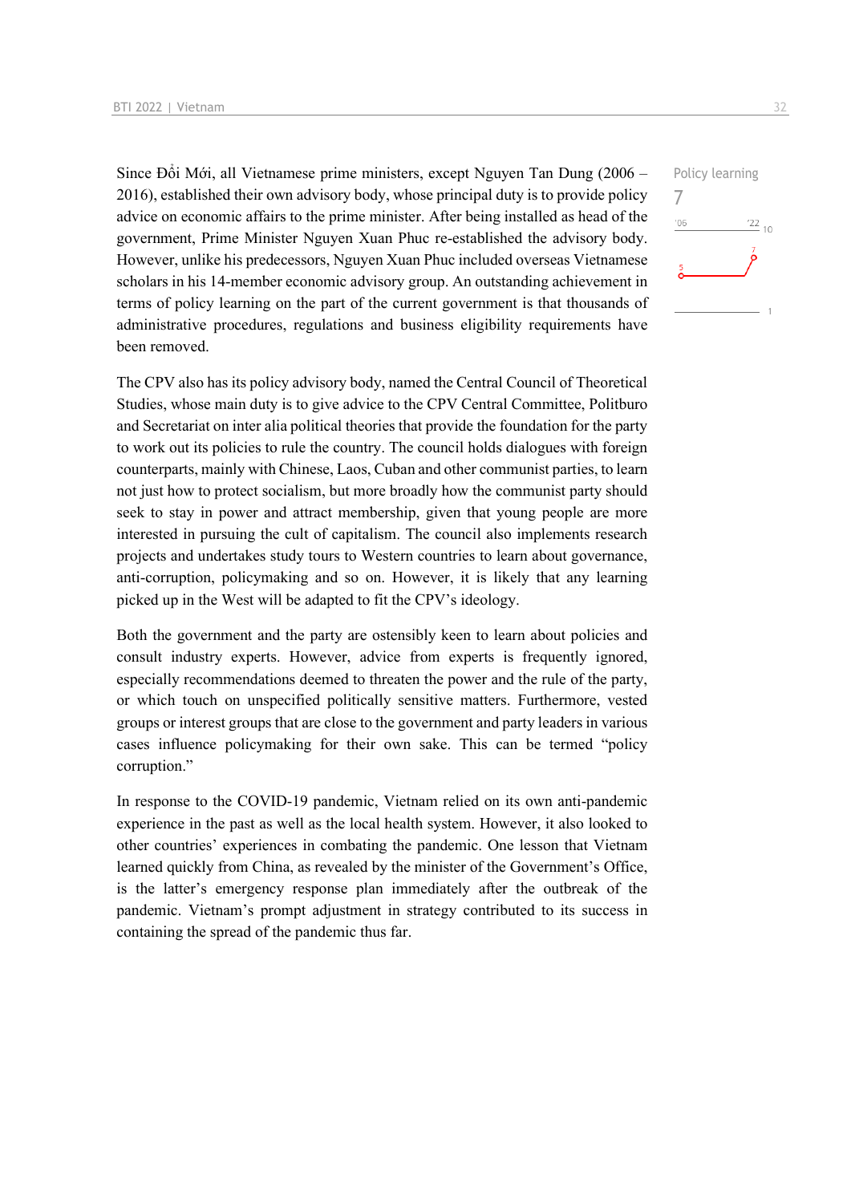Policy learning

7

Since Đổi Mới, all Vietnamese prime ministers, except Nguyen Tan Dung (2006 – 2016), established their own advisory body, whose principal duty is to provide policy advice on economic affairs to the prime minister. After being installed as head of the government, Prime Minister Nguyen Xuan Phuc re-established the advisory body. However, unlike his predecessors, Nguyen Xuan Phuc included overseas Vietnamese scholars in his 14-member economic advisory group. An outstanding achievement in terms of policy learning on the part of the current government is that thousands of administrative procedures, regulations and business eligibility requirements have been removed.

The CPV also has its policy advisory body, named the Central Council of Theoretical Studies, whose main duty is to give advice to the CPV Central Committee, Politburo and Secretariat on inter alia political theories that provide the foundation for the party to work out its policies to rule the country. The council holds dialogues with foreign counterparts, mainly with Chinese, Laos, Cuban and other communist parties, to learn not just how to protect socialism, but more broadly how the communist party should seek to stay in power and attract membership, given that young people are more interested in pursuing the cult of capitalism. The council also implements research projects and undertakes study tours to Western countries to learn about governance, anti-corruption, policymaking and so on. However, it is likely that any learning picked up in the West will be adapted to fit the CPV's ideology.

Both the government and the party are ostensibly keen to learn about policies and consult industry experts. However, advice from experts is frequently ignored, especially recommendations deemed to threaten the power and the rule of the party, or which touch on unspecified politically sensitive matters. Furthermore, vested groups or interest groups that are close to the government and party leaders in various cases influence policymaking for their own sake. This can be termed "policy corruption."

In response to the COVID-19 pandemic, Vietnam relied on its own anti-pandemic experience in the past as well as the local health system. However, it also looked to other countries' experiences in combating the pandemic. One lesson that Vietnam learned quickly from China, as revealed by the minister of the Government's Office, is the latter's emergency response plan immediately after the outbreak of the pandemic. Vietnam's prompt adjustment in strategy contributed to its success in containing the spread of the pandemic thus far.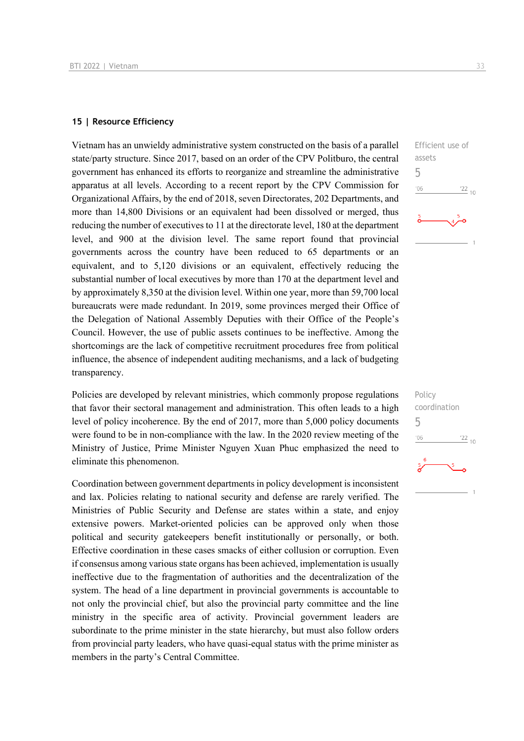### 15 | Resource Efficiency

Efficient use of assets

5

Vietnam has an unwieldy administrative system constructed on the basis of a parallel state/party structure. Since 2017, based on an order of the CPV Politburo, the central government has enhanced its efforts to reorganize and streamline the administrative apparatus at all levels. According to a recent report by the CPV Commission for Organizational Affairs, by the end of 2018, seven Directorates, 202 Departments, and more than 14,800 Divisions or an equivalent had been dissolved or merged, thus reducing the number of executives to 11 at the directorate level, 180 at the department level, and 900 at the division level. The same report found that provincial governments across the country have been reduced to 65 departments or an equivalent, and to 5,120 divisions or an equivalent, effectively reducing the substantial number of local executives by more than 170 at the department level and by approximately 8,350 at the division level. Within one year, more than 59,700 local bureaucrats were made redundant. In 2019, some provinces merged their Office of the Delegation of National Assembly Deputies with their Office of the People's Council. However, the use of public assets continues to be ineffective. Among the shortcomings are the lack of competitive recruitment procedures free from political influence, the absence of independent auditing mechanisms, and a lack of budgeting transparency.

Policy coordination

5

Policies are developed by relevant ministries, which commonly propose regulations that favor their sectoral management and administration. This often leads to a high level of policy incoherence. By the end of 2017, more than 5,000 policy documents were found to be in non-compliance with the law. In the 2020 review meeting of the Ministry of Justice, Prime Minister Nguyen Xuan Phuc emphasized the need to eliminate this phenomenon.

Coordination between government departments in policy development is inconsistent and lax. Policies relating to national security and defense are rarely verified. The Ministries of Public Security and Defense are states within a state, and enjoy extensive powers. Market-oriented policies can be approved only when those political and security gatekeepers benefit institutionally or personally, or both. Effective coordination in these cases smacks of either collusion or corruption. Even if consensus among various state organs has been achieved, implementation is usually ineffective due to the fragmentation of authorities and the decentralization of the system. The head of a line department in provincial governments is accountable to not only the provincial chief, but also the provincial party committee and the line ministry in the specific area of activity. Provincial government leaders are subordinate to the prime minister in the state hierarchy, but must also follow orders from provincial party leaders, who have quasi-equal status with the prime minister as members in the party's Central Committee.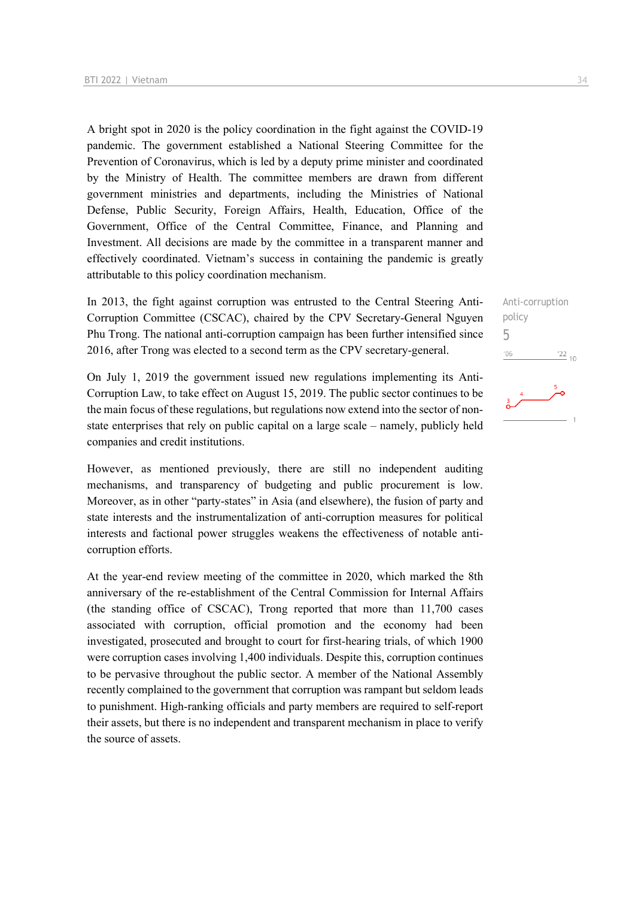A bright spot in 2020 is the policy coordination in the fight against the COVID-19 pandemic. The government established a National Steering Committee for the Prevention of Coronavirus, which is led by a deputy prime minister and coordinated by the Ministry of Health. The committee members are drawn from different government ministries and departments, including the Ministries of National Defense, Public Security, Foreign Affairs, Health, Education, Office of the Government, Office of the Central Committee, Finance, and Planning and Investment. All decisions are made by the committee in a transparent manner and effectively coordinated. Vietnam's success in containing the pandemic is greatly attributable to this policy coordination mechanism.

Anti-corruption policy
5

In 2013, the fight against corruption was entrusted to the Central Steering Anti-Corruption Committee (CSCAC), chaired by the CPV Secretary-General Nguyen Phu Trong. The national anti-corruption campaign has been further intensified since 2016, after Trong was elected to a second term as the CPV secretary-general.

On July 1, 2019 the government issued new regulations implementing its Anti-Corruption Law, to take effect on August 15, 2019. The public sector continues to be the main focus of these regulations, but regulations now extend into the sector of non-state enterprises that rely on public capital on a large scale – namely, publicly held companies and credit institutions.

However, as mentioned previously, there are still no independent auditing mechanisms, and transparency of budgeting and public procurement is low. Moreover, as in other "party-states" in Asia (and elsewhere), the fusion of party and state interests and the instrumentalization of anti-corruption measures for political interests and factional power struggles weakens the effectiveness of notable anti-corruption efforts.

At the year-end review meeting of the committee in 2020, which marked the 8th anniversary of the re-establishment of the Central Commission for Internal Affairs (the standing office of CSCAC), Trong reported that more than 11,700 cases associated with corruption, official promotion and the economy had been investigated, prosecuted and brought to court for first-hearing trials, of which 1900 were corruption cases involving 1,400 individuals. Despite this, corruption continues to be pervasive throughout the public sector. A member of the National Assembly recently complained to the government that corruption was rampant but seldom leads to punishment. High-ranking officials and party members are required to self-report their assets, but there is no independent and transparent mechanism in place to verify the source of assets.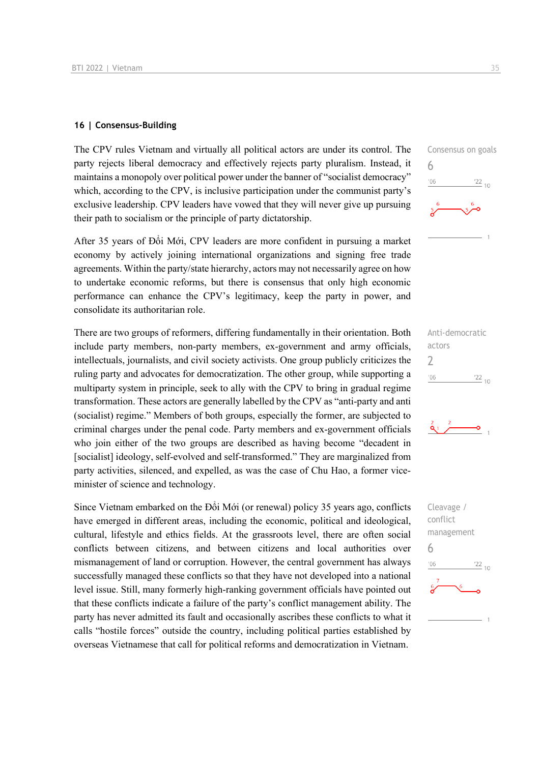## 16 | Consensus-Building

The CPV rules Vietnam and virtually all political actors are under its control. The party rejects liberal democracy and effectively rejects party pluralism. Instead, it maintains a monopoly over political power under the banner of "socialist democracy" which, according to the CPV, is inclusive participation under the communist party's exclusive leadership. CPV leaders have vowed that they will never give up pursuing their path to socialism or the principle of party dictatorship.

Consensus on goals
6

After 35 years of Đổi Mới, CPV leaders are more confident in pursuing a market economy by actively joining international organizations and signing free trade agreements. Within the party/state hierarchy, actors may not necessarily agree on how to undertake economic reforms, but there is consensus that only high economic performance can enhance the CPV's legitimacy, keep the party in power, and consolidate its authoritarian role.

There are two groups of reformers, differing fundamentally in their orientation. Both include party members, non-party members, ex-government and army officials, intellectuals, journalists, and civil society activists. One group publicly criticizes the ruling party and advocates for democratization. The other group, while supporting a multiparty system in principle, seek to ally with the CPV to bring in gradual regime transformation. These actors are generally labelled by the CPV as "anti-party and anti (socialist) regime." Members of both groups, especially the former, are subjected to criminal charges under the penal code. Party members and ex-government officials who join either of the two groups are described as having become "decadent in [socialist] ideology, self-evolved and self-transformed." They are marginalized from party activities, silenced, and expelled, as was the case of Chu Hao, a former vice-minister of science and technology.

Anti-democratic actors
2

Since Vietnam embarked on the Đổi Mới (or renewal) policy 35 years ago, conflicts have emerged in different areas, including the economic, political and ideological, cultural, lifestyle and ethics fields. At the grassroots level, there are often social conflicts between citizens, and between citizens and local authorities over mismanagement of land or corruption. However, the central government has always successfully managed these conflicts so that they have not developed into a national level issue. Still, many formerly high-ranking government officials have pointed out that these conflicts indicate a failure of the party's conflict management ability. The party has never admitted its fault and occasionally ascribes these conflicts to what it calls "hostile forces" outside the country, including political parties established by overseas Vietnamese that call for political reforms and democratization in Vietnam.

Cleavage / conflict management
6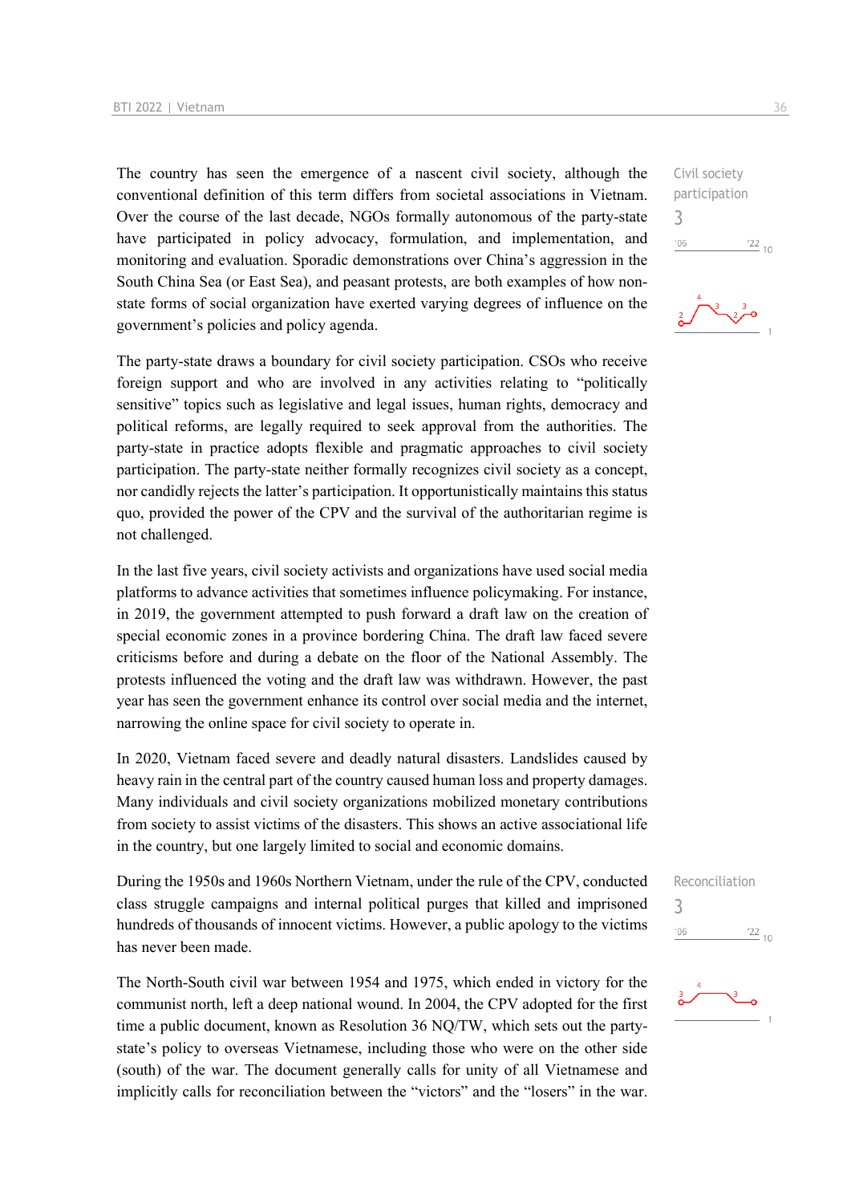The country has seen the emergence of a nascent civil society, although the conventional definition of this term differs from societal associations in Vietnam. Over the course of the last decade, NGOs formally autonomous of the party-state have participated in policy advocacy, formulation, and implementation, and monitoring and evaluation. Sporadic demonstrations over China's aggression in the South China Sea (or East Sea), and peasant protests, are both examples of how non-state forms of social organization have exerted varying degrees of influence on the government's policies and policy agenda.

Civil society participation
3

The party-state draws a boundary for civil society participation. CSOs who receive foreign support and who are involved in any activities relating to "politically sensitive" topics such as legislative and legal issues, human rights, democracy and political reforms, are legally required to seek approval from the authorities. The party-state in practice adopts flexible and pragmatic approaches to civil society participation. The party-state neither formally recognizes civil society as a concept, nor candidly rejects the latter's participation. It opportunistically maintains this status quo, provided the power of the CPV and the survival of the authoritarian regime is not challenged.

In the last five years, civil society activists and organizations have used social media platforms to advance activities that sometimes influence policymaking. For instance, in 2019, the government attempted to push forward a draft law on the creation of special economic zones in a province bordering China. The draft law faced severe criticisms before and during a debate on the floor of the National Assembly. The protests influenced the voting and the draft law was withdrawn. However, the past year has seen the government enhance its control over social media and the internet, narrowing the online space for civil society to operate in.

In 2020, Vietnam faced severe and deadly natural disasters. Landslides caused by heavy rain in the central part of the country caused human loss and property damages. Many individuals and civil society organizations mobilized monetary contributions from society to assist victims of the disasters. This shows an active associational life in the country, but one largely limited to social and economic domains.

During the 1950s and 1960s Northern Vietnam, under the rule of the CPV, conducted class struggle campaigns and internal political purges that killed and imprisoned hundreds of thousands of innocent victims. However, a public apology to the victims has never been made.

Reconciliation
3

The North-South civil war between 1954 and 1975, which ended in victory for the communist north, left a deep national wound. In 2004, the CPV adopted for the first time a public document, known as Resolution 36 NQ/TW, which sets out the party-state's policy to overseas Vietnamese, including those who were on the other side (south) of the war. The document generally calls for unity of all Vietnamese and implicitly calls for reconciliation between the "victors" and the "losers" in the war.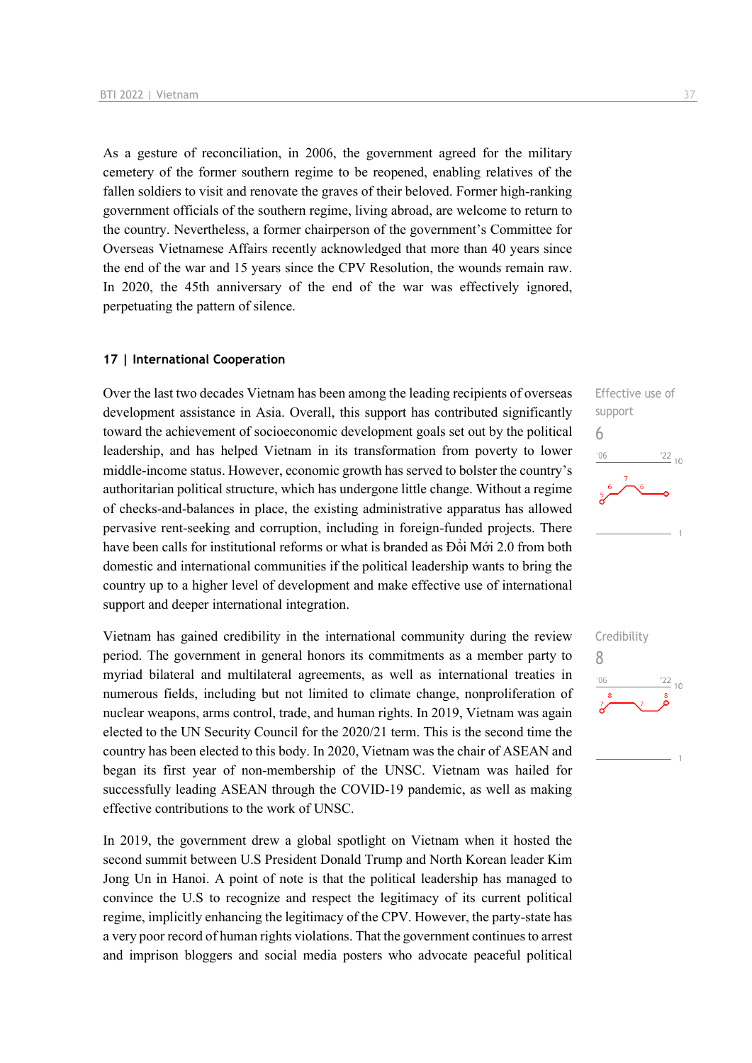As a gesture of reconciliation, in 2006, the government agreed for the military cemetery of the former southern regime to be reopened, enabling relatives of the fallen soldiers to visit and renovate the graves of their beloved. Former high-ranking government officials of the southern regime, living abroad, are welcome to return to the country. Nevertheless, a former chairperson of the government's Committee for Overseas Vietnamese Affairs recently acknowledged that more than 40 years since the end of the war and 15 years since the CPV Resolution, the wounds remain raw. In 2020, the 45th anniversary of the end of the war was effectively ignored, perpetuating the pattern of silence.

## 17 | International Cooperation

Over the last two decades Vietnam has been among the leading recipients of overseas development assistance in Asia. Overall, this support has contributed significantly toward the achievement of socioeconomic development goals set out by the political leadership, and has helped Vietnam in its transformation from poverty to lower middle-income status. However, economic growth has served to bolster the country's authoritarian political structure, which has undergone little change. Without a regime of checks-and-balances in place, the existing administrative apparatus has allowed pervasive rent-seeking and corruption, including in foreign-funded projects. There have been calls for institutional reforms or what is branded as Đổi Mới 2.0 from both domestic and international communities if the political leadership wants to bring the country up to a higher level of development and make effective use of international support and deeper international integration.

Effective use of support
6

Vietnam has gained credibility in the international community during the review period. The government in general honors its commitments as a member party to myriad bilateral and multilateral agreements, as well as international treaties in numerous fields, including but not limited to climate change, nonproliferation of nuclear weapons, arms control, trade, and human rights. In 2019, Vietnam was again elected to the UN Security Council for the 2020/21 term. This is the second time the country has been elected to this body. In 2020, Vietnam was the chair of ASEAN and began its first year of non-membership of the UNSC. Vietnam was hailed for successfully leading ASEAN through the COVID-19 pandemic, as well as making effective contributions to the work of UNSC.

Credibility
8

In 2019, the government drew a global spotlight on Vietnam when it hosted the second summit between U.S President Donald Trump and North Korean leader Kim Jong Un in Hanoi. A point of note is that the political leadership has managed to convince the U.S to recognize and respect the legitimacy of its current political regime, implicitly enhancing the legitimacy of the CPV. However, the party-state has a very poor record of human rights violations. That the government continues to arrest and imprison bloggers and social media posters who advocate peaceful political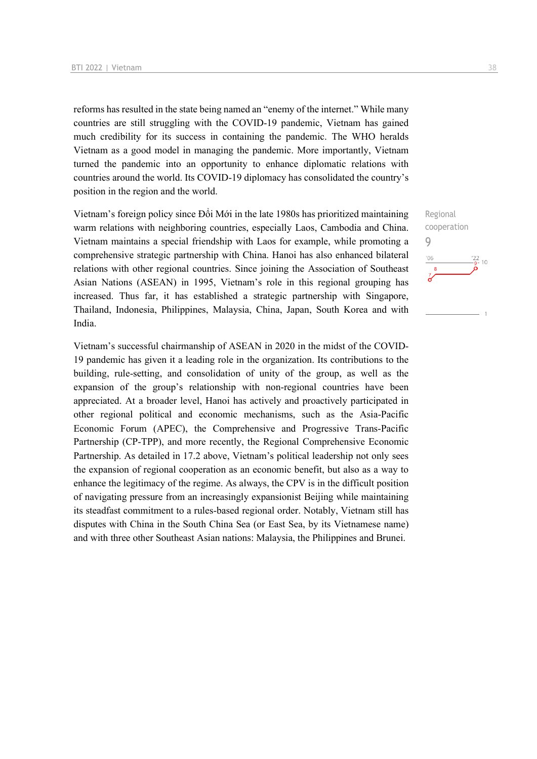reforms has resulted in the state being named an "enemy of the internet." While many countries are still struggling with the COVID-19 pandemic, Vietnam has gained much credibility for its success in containing the pandemic. The WHO heralds Vietnam as a good model in managing the pandemic. More importantly, Vietnam turned the pandemic into an opportunity to enhance diplomatic relations with countries around the world. Its COVID-19 diplomacy has consolidated the country's position in the region and the world.

Regional cooperation
9

Vietnam's foreign policy since Đổi Mới in the late 1980s has prioritized maintaining warm relations with neighboring countries, especially Laos, Cambodia and China. Vietnam maintains a special friendship with Laos for example, while promoting a comprehensive strategic partnership with China. Hanoi has also enhanced bilateral relations with other regional countries. Since joining the Association of Southeast Asian Nations (ASEAN) in 1995, Vietnam's role in this regional grouping has increased. Thus far, it has established a strategic partnership with Singapore, Thailand, Indonesia, Philippines, Malaysia, China, Japan, South Korea and with India.

Vietnam's successful chairmanship of ASEAN in 2020 in the midst of the COVID-19 pandemic has given it a leading role in the organization. Its contributions to the building, rule-setting, and consolidation of unity of the group, as well as the expansion of the group's relationship with non-regional countries have been appreciated. At a broader level, Hanoi has actively and proactively participated in other regional political and economic mechanisms, such as the Asia-Pacific Economic Forum (APEC), the Comprehensive and Progressive Trans-Pacific Partnership (CP-TPP), and more recently, the Regional Comprehensive Economic Partnership. As detailed in 17.2 above, Vietnam's political leadership not only sees the expansion of regional cooperation as an economic benefit, but also as a way to enhance the legitimacy of the regime. As always, the CPV is in the difficult position of navigating pressure from an increasingly expansionist Beijing while maintaining its steadfast commitment to a rules-based regional order. Notably, Vietnam still has disputes with China in the South China Sea (or East Sea, by its Vietnamese name) and with three other Southeast Asian nations: Malaysia, the Philippines and Brunei.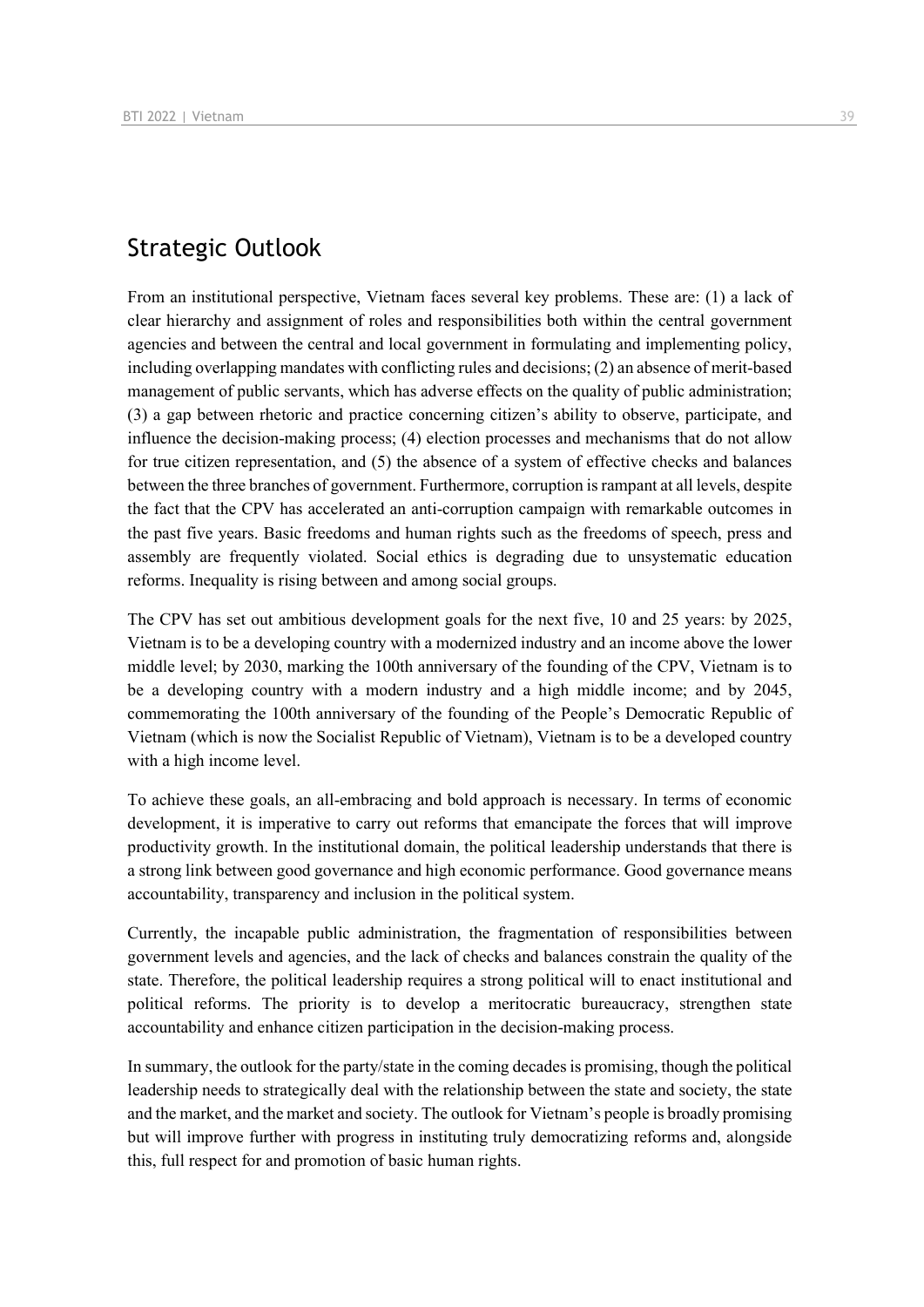## Strategic Outlook

From an institutional perspective, Vietnam faces several key problems. These are: (1) a lack of clear hierarchy and assignment of roles and responsibilities both within the central government agencies and between the central and local government in formulating and implementing policy, including overlapping mandates with conflicting rules and decisions; (2) an absence of merit-based management of public servants, which has adverse effects on the quality of public administration; (3) a gap between rhetoric and practice concerning citizen's ability to observe, participate, and influence the decision-making process; (4) election processes and mechanisms that do not allow for true citizen representation, and (5) the absence of a system of effective checks and balances between the three branches of government. Furthermore, corruption is rampant at all levels, despite the fact that the CPV has accelerated an anti-corruption campaign with remarkable outcomes in the past five years. Basic freedoms and human rights such as the freedoms of speech, press and assembly are frequently violated. Social ethics is degrading due to unsystematic education reforms. Inequality is rising between and among social groups.

The CPV has set out ambitious development goals for the next five, 10 and 25 years: by 2025, Vietnam is to be a developing country with a modernized industry and an income above the lower middle level; by 2030, marking the 100th anniversary of the founding of the CPV, Vietnam is to be a developing country with a modern industry and a high middle income; and by 2045, commemorating the 100th anniversary of the founding of the People's Democratic Republic of Vietnam (which is now the Socialist Republic of Vietnam), Vietnam is to be a developed country with a high income level.

To achieve these goals, an all-embracing and bold approach is necessary. In terms of economic development, it is imperative to carry out reforms that emancipate the forces that will improve productivity growth. In the institutional domain, the political leadership understands that there is a strong link between good governance and high economic performance. Good governance means accountability, transparency and inclusion in the political system.

Currently, the incapable public administration, the fragmentation of responsibilities between government levels and agencies, and the lack of checks and balances constrain the quality of the state. Therefore, the political leadership requires a strong political will to enact institutional and political reforms. The priority is to develop a meritocratic bureaucracy, strengthen state accountability and enhance citizen participation in the decision-making process.

In summary, the outlook for the party/state in the coming decades is promising, though the political leadership needs to strategically deal with the relationship between the state and society, the state and the market, and the market and society. The outlook for Vietnam's people is broadly promising but will improve further with progress in instituting truly democratizing reforms and, alongside this, full respect for and promotion of basic human rights.